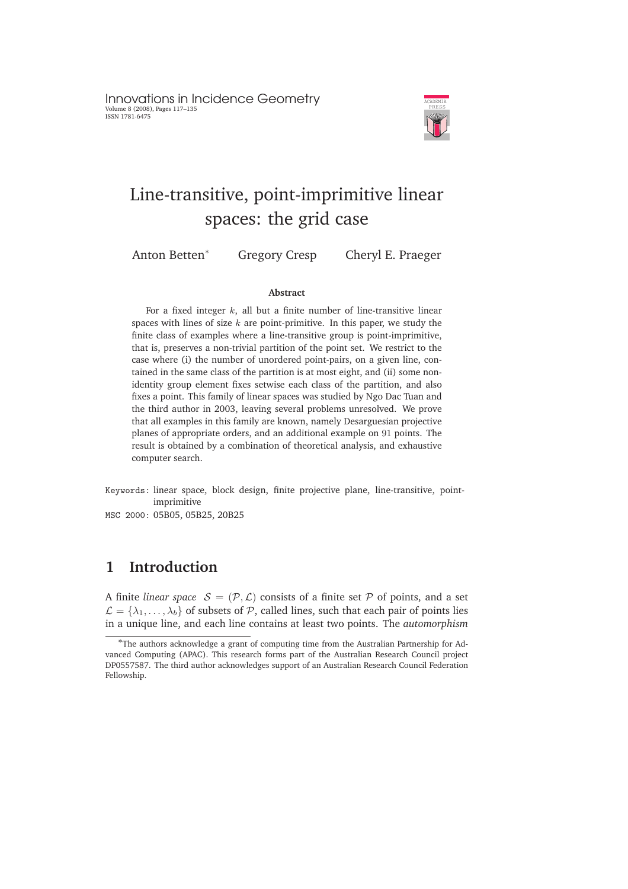# Line-transitive, point-imprimitive linear spaces: the grid case

Anton Betten* Gregory Cresp Cheryl E. Praeger

**Abstract**

For a fixed integer $k$, all but a finite number of line-transitive linear spaces with lines of size $k$ are point-primitive. In this paper, we study the finite class of examples where a line-transitive group is point-imprimitive, that is, preserves a non-trivial partition of the point set. We restrict to the case where (i) the number of unordered point-pairs, on a given line, contained in the same class of the partition is at most eight, and (ii) some non-identity group element fixes setwise each class of the partition, and also fixes a point. This family of linear spaces was studied by Ngo Dac Tuan and the third author in 2003, leaving several problems unresolved. We prove that all examples in this family are known, namely Desarguesian projective planes of appropriate orders, and an additional example on 91 points. The result is obtained by a combination of theoretical analysis, and exhaustive computer search.

Keywords: linear space, block design, finite projective plane, line-transitive, point-imprimitive

MSC 2000: 05B05, 05B25, 20B25

## 1 Introduction

A finite *linear space* $\mathcal{S} = (\mathcal{P}, \mathcal{L})$ consists of a finite set $\mathcal{P}$ of points, and a set $\mathcal{L} = \{\lambda_1, \ldots, \lambda_b\}$ of subsets of $\mathcal{P}$, called lines, such that each pair of points lies in a unique line, and each line contains at least two points. The *automorphism*

*The authors acknowledge a grant of computing time from the Australian Partnership for Advanced Computing (APAC). This research forms part of the Australian Research Council project DP0557587. The third author acknowledges support of an Australian Research Council Federation Fellowship.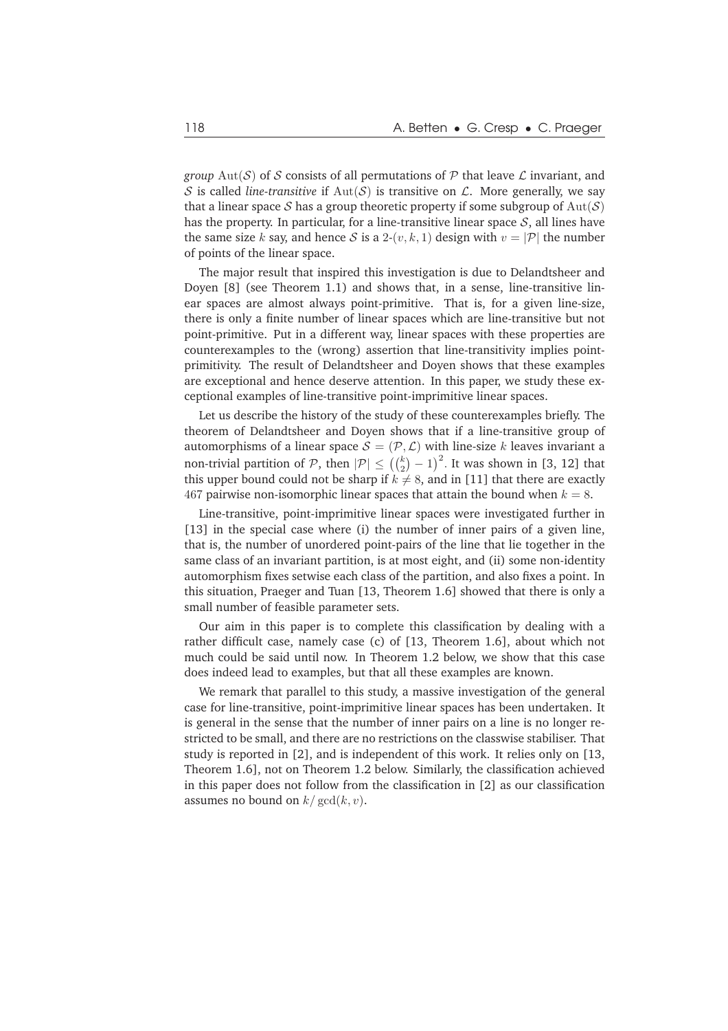*group* $\mathrm{Aut}(\mathcal{S})$ of $\mathcal{S}$ consists of all permutations of $\mathcal{P}$ that leave $\mathcal{L}$ invariant, and $\mathcal{S}$ is called *line-transitive* if $\mathrm{Aut}(\mathcal{S})$ is transitive on $\mathcal{L}$. More generally, we say that a linear space $\mathcal{S}$ has a group theoretic property if some subgroup of $\mathrm{Aut}(\mathcal{S})$ has the property. In particular, for a line-transitive linear space $\mathcal{S}$, all lines have the same size $k$ say, and hence $\mathcal{S}$ is a 2-$(v, k, 1)$ design with $v = |\mathcal{P}|$ the number of points of the linear space.

The major result that inspired this investigation is due to Delandtsheer and Doyen [8] (see Theorem 1.1) and shows that, in a sense, line-transitive linear spaces are almost always point-primitive. That is, for a given line-size, there is only a finite number of linear spaces which are line-transitive but not point-primitive. Put in a different way, linear spaces with these properties are counterexamples to the (wrong) assertion that line-transitivity implies point-primitivity. The result of Delandtsheer and Doyen shows that these examples are exceptional and hence deserve attention. In this paper, we study these exceptional examples of line-transitive point-imprimitive linear spaces.

Let us describe the history of the study of these counterexamples briefly. The theorem of Delandtsheer and Doyen shows that if a line-transitive group of automorphisms of a linear space $\mathcal{S} = (\mathcal{P}, \mathcal{L})$ with line-size $k$ leaves invariant a non-trivial partition of $\mathcal{P}$, then $|\mathcal{P}| \leq \left(\binom{k}{2} - 1\right)^2$. It was shown in [3, 12] that this upper bound could not be sharp if $k \neq 8$, and in [11] that there are exactly 467 pairwise non-isomorphic linear spaces that attain the bound when $k = 8$.

Line-transitive, point-imprimitive linear spaces were investigated further in [13] in the special case where (i) the number of inner pairs of a given line, that is, the number of unordered point-pairs of the line that lie together in the same class of an invariant partition, is at most eight, and (ii) some non-identity automorphism fixes setwise each class of the partition, and also fixes a point. In this situation, Praeger and Tuan [13, Theorem 1.6] showed that there is only a small number of feasible parameter sets.

Our aim in this paper is to complete this classification by dealing with a rather difficult case, namely case (c) of [13, Theorem 1.6], about which not much could be said until now. In Theorem 1.2 below, we show that this case does indeed lead to examples, but that all these examples are known.

We remark that parallel to this study, a massive investigation of the general case for line-transitive, point-imprimitive linear spaces has been undertaken. It is general in the sense that the number of inner pairs on a line is no longer restricted to be small, and there are no restrictions on the classwise stabiliser. That study is reported in [2], and is independent of this work. It relies only on [13, Theorem 1.6], not on Theorem 1.2 below. Similarly, the classification achieved in this paper does not follow from the classification in [2] as our classification assumes no bound on $k/\gcd(k, v)$.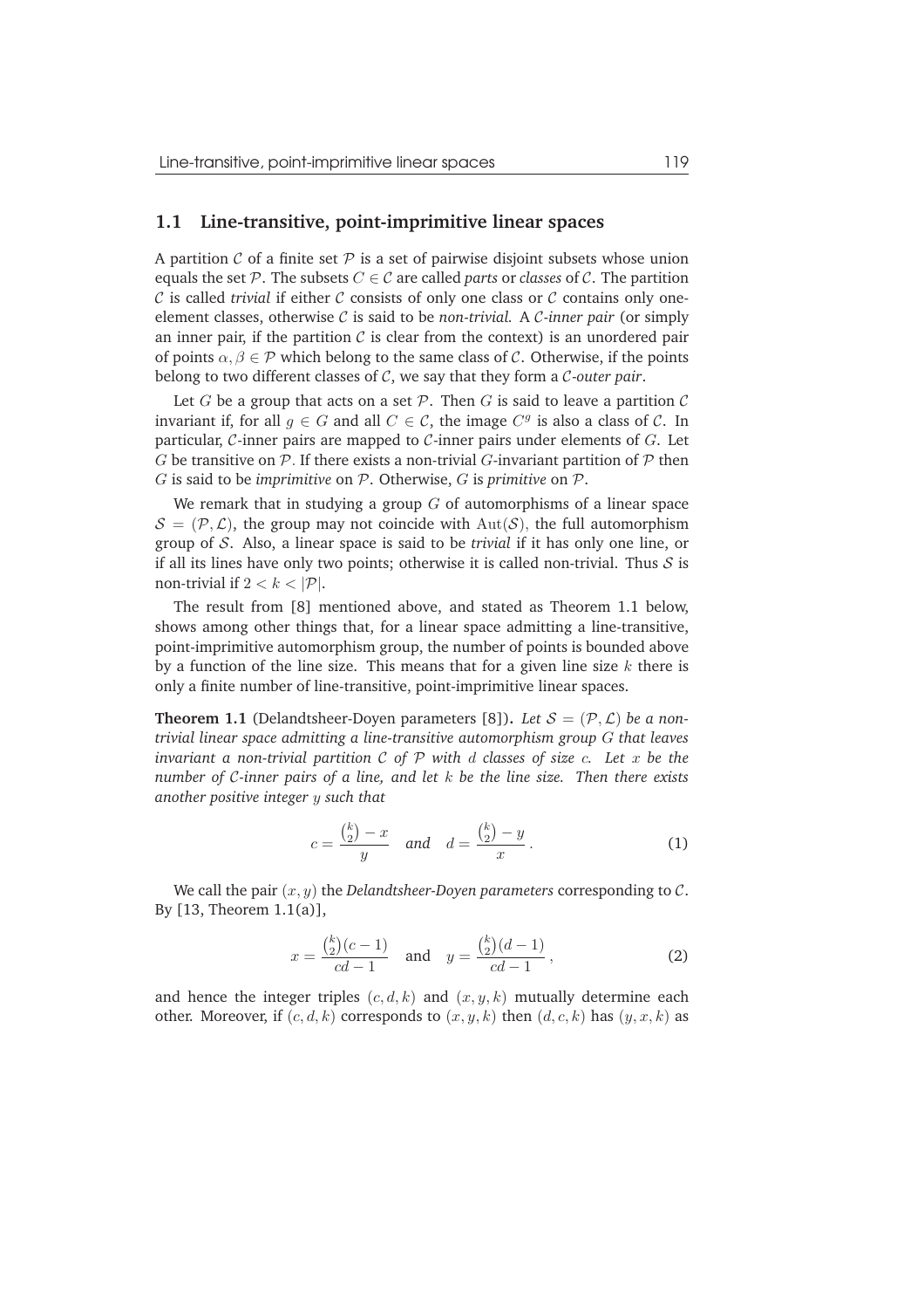## 1.1 Line-transitive, point-imprimitive linear spaces

A partition $\mathcal{C}$ of a finite set $\mathcal{P}$ is a set of pairwise disjoint subsets whose union equals the set $\mathcal{P}$. The subsets $C \in \mathcal{C}$ are called *parts* or *classes* of $\mathcal{C}$. The partition $\mathcal{C}$ is called *trivial* if either $\mathcal{C}$ consists of only one class or $\mathcal{C}$ contains only one-element classes, otherwise $\mathcal{C}$ is said to be *non-trivial*. A $\mathcal{C}$*-inner pair* (or simply an inner pair, if the partition $\mathcal{C}$ is clear from the context) is an unordered pair of points $\alpha, \beta \in \mathcal{P}$ which belong to the same class of $\mathcal{C}$. Otherwise, if the points belong to two different classes of $\mathcal{C}$, we say that they form a $\mathcal{C}$*-outer pair*.

Let $G$ be a group that acts on a set $\mathcal{P}$. Then $G$ is said to leave a partition $\mathcal{C}$ invariant if, for all $g \in G$ and all $C \in \mathcal{C}$, the image $C^g$ is also a class of $\mathcal{C}$. In particular, $\mathcal{C}$-inner pairs are mapped to $\mathcal{C}$-inner pairs under elements of $G$. Let $G$ be transitive on $\mathcal{P}$. If there exists a non-trivial $G$-invariant partition of $\mathcal{P}$ then $G$ is said to be *imprimitive* on $\mathcal{P}$. Otherwise, $G$ is *primitive* on $\mathcal{P}$.

We remark that in studying a group $G$ of automorphisms of a linear space $\mathcal{S} = (\mathcal{P}, \mathcal{L})$, the group may not coincide with $\mathrm{Aut}(\mathcal{S})$, the full automorphism group of $\mathcal{S}$. Also, a linear space is said to be *trivial* if it has only one line, or if all its lines have only two points; otherwise it is called non-trivial. Thus $\mathcal{S}$ is non-trivial if $2 < k < |\mathcal{P}|$.

The result from [8] mentioned above, and stated as Theorem 1.1 below, shows among other things that, for a linear space admitting a line-transitive, point-imprimitive automorphism group, the number of points is bounded above by a function of the line size. This means that for a given line size $k$ there is only a finite number of line-transitive, point-imprimitive linear spaces.

**Theorem 1.1** (Delandtsheer-Doyen parameters [8])**.** *Let $\mathcal{S} = (\mathcal{P}, \mathcal{L})$ be a non-trivial linear space admitting a line-transitive automorphism group $G$ that leaves invariant a non-trivial partition $\mathcal{C}$ of $\mathcal{P}$ with $d$ classes of size $c$. Let $x$ be the number of $\mathcal{C}$-inner pairs of a line, and let $k$ be the line size. Then there exists another positive integer $y$ such that*

$$c = \frac{\binom{k}{2} - x}{y} \quad \textit{and} \quad d = \frac{\binom{k}{2} - y}{x}\,. \tag{1}$$

We call the pair $(x, y)$ the *Delandtsheer-Doyen parameters* corresponding to $\mathcal{C}$. By [13, Theorem 1.1(a)],

$$x = \frac{\binom{k}{2}(c-1)}{cd-1} \quad \text{and} \quad y = \frac{\binom{k}{2}(d-1)}{cd-1}\,, \tag{2}$$

and hence the integer triples $(c, d, k)$ and $(x, y, k)$ mutually determine each other. Moreover, if $(c, d, k)$ corresponds to $(x, y, k)$ then $(d, c, k)$ has $(y, x, k)$ as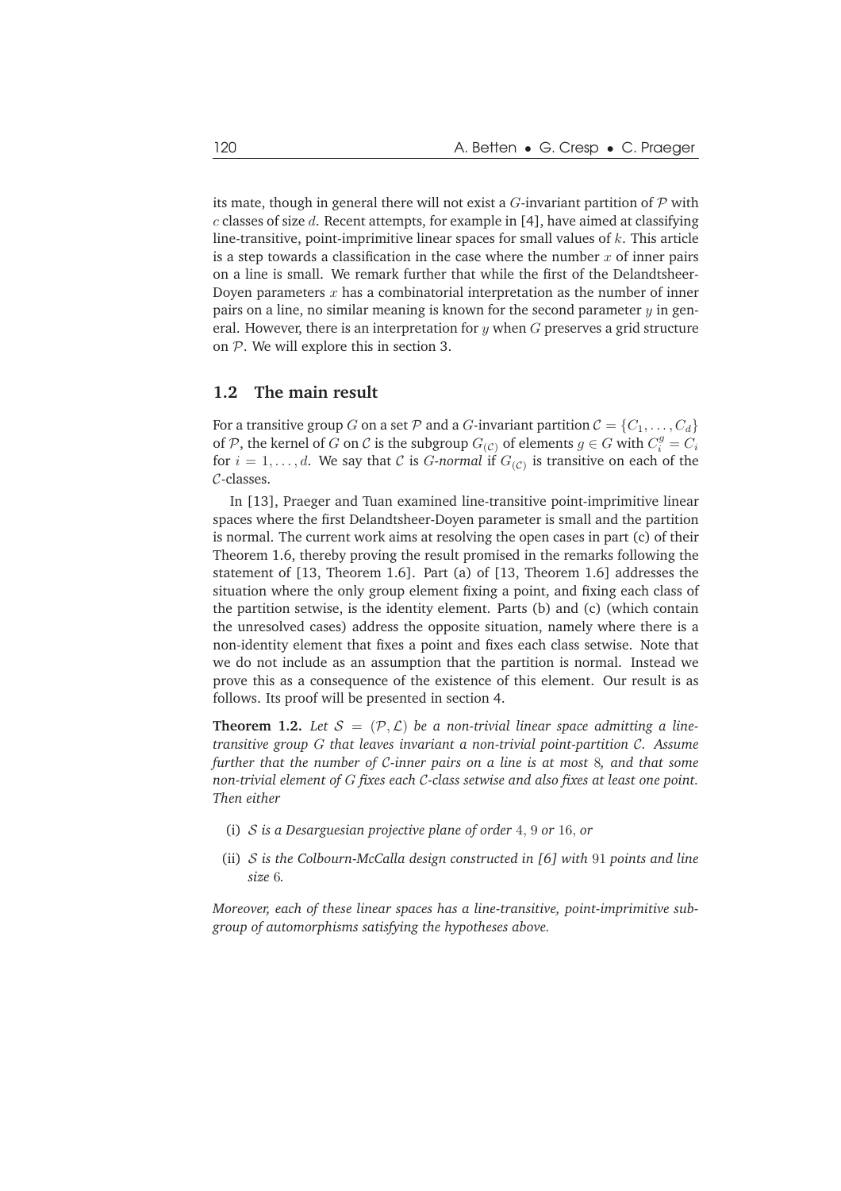its mate, though in general there will not exist a $G$-invariant partition of $\mathcal{P}$ with $c$ classes of size $d$. Recent attempts, for example in [4], have aimed at classifying line-transitive, point-imprimitive linear spaces for small values of $k$. This article is a step towards a classification in the case where the number $x$ of inner pairs on a line is small. We remark further that while the first of the Delandtsheer-Doyen parameters $x$ has a combinatorial interpretation as the number of inner pairs on a line, no similar meaning is known for the second parameter $y$ in general. However, there is an interpretation for $y$ when $G$ preserves a grid structure on $\mathcal{P}$. We will explore this in section 3.

## 1.2 The main result

For a transitive group $G$ on a set $\mathcal{P}$ and a $G$-invariant partition $\mathcal{C} = \{C_1, \ldots, C_d\}$ of $\mathcal{P}$, the kernel of $G$ on $\mathcal{C}$ is the subgroup $G_{(\mathcal{C})}$ of elements $g \in G$ with $C_i^g = C_i$ for $i = 1, \ldots, d$. We say that $\mathcal{C}$ is *$G$-normal* if $G_{(\mathcal{C})}$ is transitive on each of the $\mathcal{C}$-classes.

In [13], Praeger and Tuan examined line-transitive point-imprimitive linear spaces where the first Delandtsheer-Doyen parameter is small and the partition is normal. The current work aims at resolving the open cases in part (c) of their Theorem 1.6, thereby proving the result promised in the remarks following the statement of [13, Theorem 1.6]. Part (a) of [13, Theorem 1.6] addresses the situation where the only group element fixing a point, and fixing each class of the partition setwise, is the identity element. Parts (b) and (c) (which contain the unresolved cases) address the opposite situation, namely where there is a non-identity element that fixes a point and fixes each class setwise. Note that we do not include as an assumption that the partition is normal. Instead we prove this as a consequence of the existence of this element. Our result is as follows. Its proof will be presented in section 4.

**Theorem 1.2.** *Let $\mathcal{S} = (\mathcal{P}, \mathcal{L})$ be a non-trivial linear space admitting a line-transitive group $G$ that leaves invariant a non-trivial point-partition $\mathcal{C}$. Assume further that the number of $\mathcal{C}$-inner pairs on a line is at most $8$, and that some non-trivial element of $G$ fixes each $\mathcal{C}$-class setwise and also fixes at least one point. Then either*

- (i) *$\mathcal{S}$ is a Desarguesian projective plane of order $4$, $9$ or $16$, or*
- (ii) *$\mathcal{S}$ is the Colbourn-McCalla design constructed in [6] with $91$ points and line size $6$.*

*Moreover, each of these linear spaces has a line-transitive, point-imprimitive subgroup of automorphisms satisfying the hypotheses above.*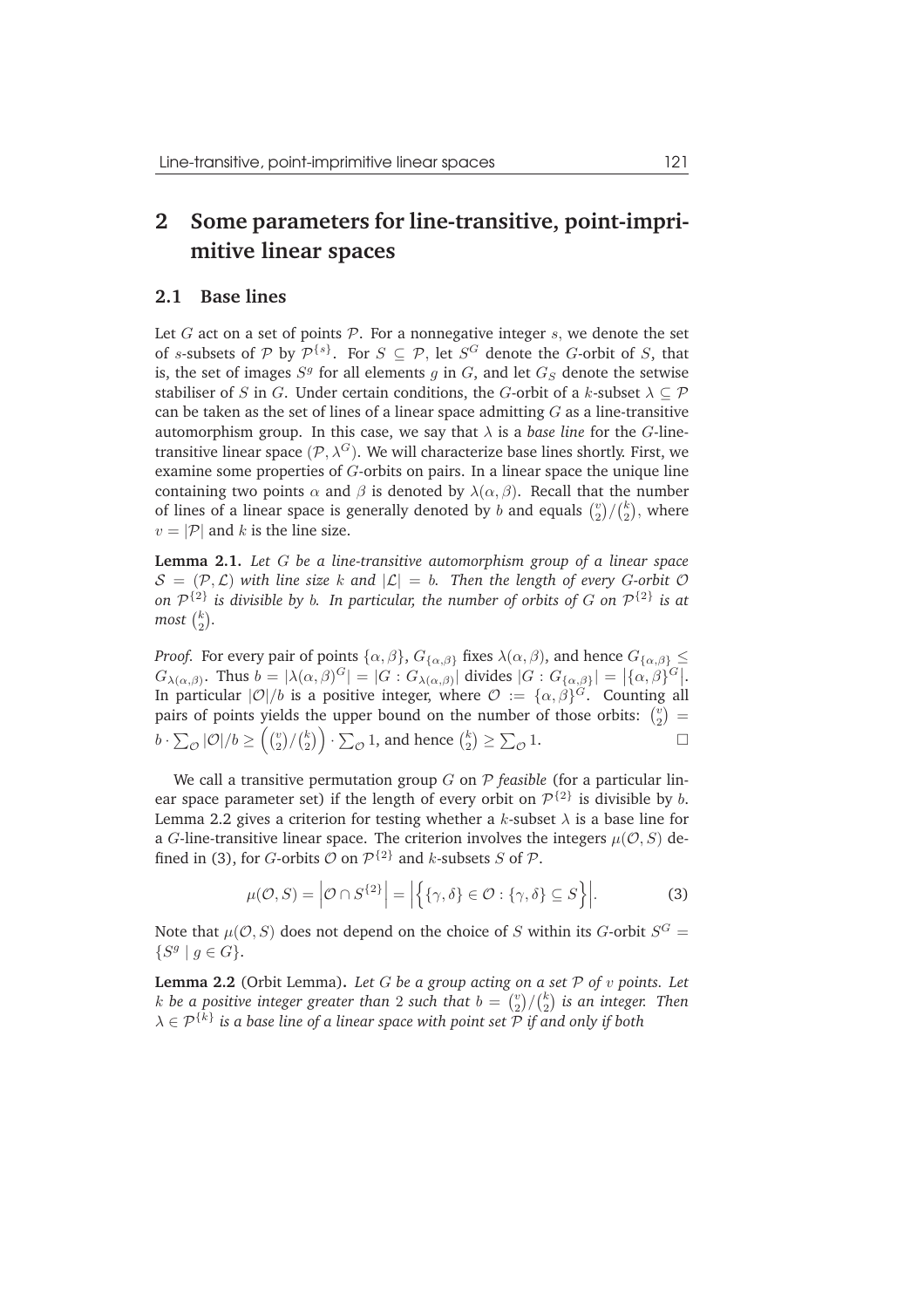## 2 Some parameters for line-transitive, point-imprimitive linear spaces

### 2.1 Base lines

Let $G$ act on a set of points $\mathcal{P}$. For a nonnegative integer $s$, we denote the set of $s$-subsets of $\mathcal{P}$ by $\mathcal{P}^{\{s\}}$. For $S \subseteq \mathcal{P}$, let $S^G$ denote the $G$-orbit of $S$, that is, the set of images $S^g$ for all elements $g$ in $G$, and let $G_S$ denote the setwise stabiliser of $S$ in $G$. Under certain conditions, the $G$-orbit of a $k$-subset $\lambda \subseteq \mathcal{P}$ can be taken as the set of lines of a linear space admitting $G$ as a line-transitive automorphism group. In this case, we say that $\lambda$ is a *base line* for the $G$-line-transitive linear space $(\mathcal{P}, \lambda^G)$. We will characterize base lines shortly. First, we examine some properties of $G$-orbits on pairs. In a linear space the unique line containing two points $\alpha$ and $\beta$ is denoted by $\lambda(\alpha, \beta)$. Recall that the number of lines of a linear space is generally denoted by $b$ and equals $\binom{v}{2}/\binom{k}{2}$, where $v = |\mathcal{P}|$ and $k$ is the line size.

**Lemma 2.1.** *Let $G$ be a line-transitive automorphism group of a linear space $\mathcal{S} = (\mathcal{P}, \mathcal{L})$ with line size $k$ and $|\mathcal{L}| = b$. Then the length of every $G$-orbit $\mathcal{O}$ on $\mathcal{P}^{\{2\}}$ is divisible by $b$. In particular, the number of orbits of $G$ on $\mathcal{P}^{\{2\}}$ is at most $\binom{k}{2}$.*

*Proof.* For every pair of points $\{\alpha, \beta\}$, $G_{\{\alpha,\beta\}}$ fixes $\lambda(\alpha, \beta)$, and hence $G_{\{\alpha,\beta\}} \leq G_{\lambda(\alpha,\beta)}$. Thus $b = |\lambda(\alpha, \beta)^G| = |G : G_{\lambda(\alpha,\beta)}|$ divides $|G : G_{\{\alpha,\beta\}}| = \left|\{\alpha, \beta\}^G\right|$. In particular $|\mathcal{O}|/b$ is a positive integer, where $\mathcal{O} := \{\alpha, \beta\}^G$. Counting all pairs of points yields the upper bound on the number of those orbits: $\binom{v}{2} = b \cdot \sum_{\mathcal{O}} |\mathcal{O}|/b \geq \left(\binom{v}{2}/\binom{k}{2}\right) \cdot \sum_{\mathcal{O}} 1$, and hence $\binom{k}{2} \geq \sum_{\mathcal{O}} 1$. □

We call a transitive permutation group $G$ on $\mathcal{P}$ *feasible* (for a particular linear space parameter set) if the length of every orbit on $\mathcal{P}^{\{2\}}$ is divisible by $b$. Lemma 2.2 gives a criterion for testing whether a $k$-subset $\lambda$ is a base line for a $G$-line-transitive linear space. The criterion involves the integers $\mu(\mathcal{O}, S)$ defined in (3), for $G$-orbits $\mathcal{O}$ on $\mathcal{P}^{\{2\}}$ and $k$-subsets $S$ of $\mathcal{P}$.

$$\mu(\mathcal{O}, S) = \left|\mathcal{O} \cap S^{\{2\}}\right| = \left|\left\{\{\gamma, \delta\} \in \mathcal{O} : \{\gamma, \delta\} \subseteq S\right\}\right|. \tag{3}$$

Note that $\mu(\mathcal{O}, S)$ does not depend on the choice of $S$ within its $G$-orbit $S^G = \{S^g \mid g \in G\}$.

**Lemma 2.2** (Orbit Lemma)**.** *Let $G$ be a group acting on a set $\mathcal{P}$ of $v$ points. Let $k$ be a positive integer greater than 2 such that $b = \binom{v}{2}/\binom{k}{2}$ is an integer. Then $\lambda \in \mathcal{P}^{\{k\}}$ is a base line of a linear space with point set $\mathcal{P}$ if and only if both*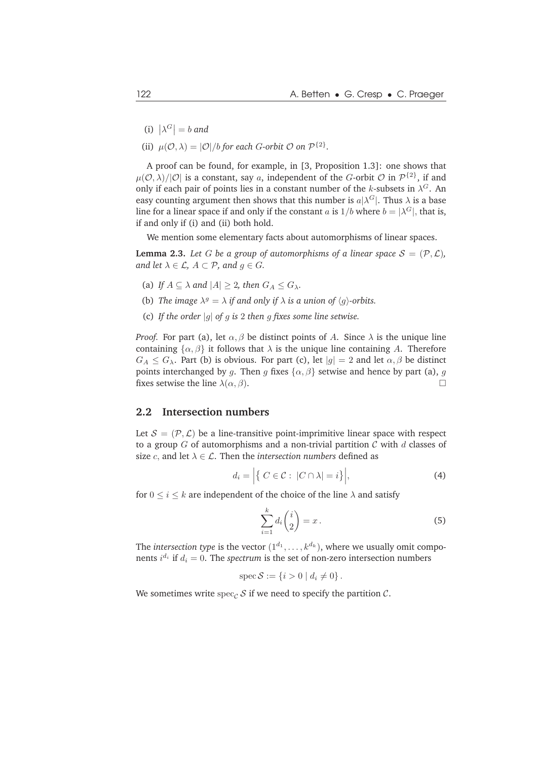(i) $|\lambda^G| = b$ *and*

(ii) $\mu(\mathcal{O}, \lambda) = |\mathcal{O}|/b$ *for each $G$-orbit $\mathcal{O}$ on $\mathcal{P}^{\{2\}}$.*

A proof can be found, for example, in [3, Proposition 1.3]: one shows that $\mu(\mathcal{O}, \lambda)/|\mathcal{O}|$ is a constant, say $a$, independent of the $G$-orbit $\mathcal{O}$ in $\mathcal{P}^{\{2\}}$, if and only if each pair of points lies in a constant number of the $k$-subsets in $\lambda^G$. An easy counting argument then shows that this number is $a|\lambda^G|$. Thus $\lambda$ is a base line for a linear space if and only if the constant $a$ is $1/b$ where $b = |\lambda^G|$, that is, if and only if (i) and (ii) both hold.

We mention some elementary facts about automorphisms of linear spaces.

**Lemma 2.3.** *Let $G$ be a group of automorphisms of a linear space $\mathcal{S} = (\mathcal{P}, \mathcal{L})$, and let $\lambda \in \mathcal{L}$, $A \subset \mathcal{P}$, and $g \in G$.*

(a) *If $A \subseteq \lambda$ and $|A| \geq 2$, then $G_A \leq G_\lambda$.*

(b) *The image $\lambda^g = \lambda$ if and only if $\lambda$ is a union of $\langle g \rangle$-orbits.*

(c) *If the order $|g|$ of $g$ is $2$ then $g$ fixes some line setwise.*

*Proof.* For part (a), let $\alpha, \beta$ be distinct points of $A$. Since $\lambda$ is the unique line containing $\{\alpha, \beta\}$ it follows that $\lambda$ is the unique line containing $A$. Therefore $G_A \leq G_\lambda$. Part (b) is obvious. For part (c), let $|g| = 2$ and let $\alpha, \beta$ be distinct points interchanged by $g$. Then $g$ fixes $\{\alpha, \beta\}$ setwise and hence by part (a), $g$ fixes setwise the line $\lambda(\alpha, \beta)$. □

## 2.2 Intersection numbers

Let $\mathcal{S} = (\mathcal{P}, \mathcal{L})$ be a line-transitive point-imprimitive linear space with respect to a group $G$ of automorphisms and a non-trivial partition $\mathcal{C}$ with $d$ classes of size $c$, and let $\lambda \in \mathcal{L}$. Then the *intersection numbers* defined as

$$d_i = \Big|\big\{ C \in \mathcal{C} : |C \cap \lambda| = i \big\}\Big|, \tag{4}$$

for $0 \leq i \leq k$ are independent of the choice of the line $\lambda$ and satisfy

$$\sum_{i=1}^{k} d_i \binom{i}{2} = x\,. \tag{5}$$

The *intersection type* is the vector $(1^{d_1}, \ldots, k^{d_k})$, where we usually omit components $i^{d_i}$ if $d_i = 0$. The *spectrum* is the set of non-zero intersection numbers

$$\operatorname{spec} \mathcal{S} := \{i > 0 \mid d_i \neq 0\}\,.$$

We sometimes write $\operatorname{spec}_{\mathcal{C}} \mathcal{S}$ if we need to specify the partition $\mathcal{C}$.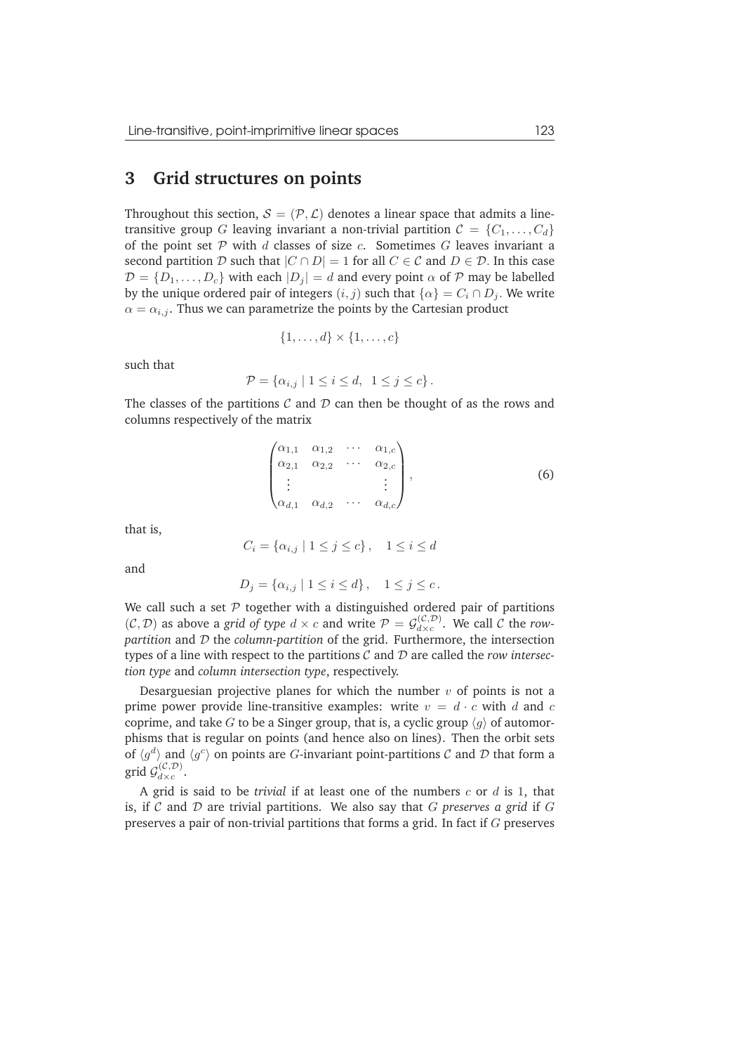## 3 Grid structures on points

Throughout this section, $\mathcal{S} = (\mathcal{P}, \mathcal{L})$ denotes a linear space that admits a line-transitive group $G$ leaving invariant a non-trivial partition $\mathcal{C} = \{C_1, \ldots, C_d\}$ of the point set $\mathcal{P}$ with $d$ classes of size $c$. Sometimes $G$ leaves invariant a second partition $\mathcal{D}$ such that $|C \cap D| = 1$ for all $C \in \mathcal{C}$ and $D \in \mathcal{D}$. In this case $\mathcal{D} = \{D_1, \ldots, D_c\}$ with each $|D_j| = d$ and every point $\alpha$ of $\mathcal{P}$ may be labelled by the unique ordered pair of integers $(i, j)$ such that $\{\alpha\} = C_i \cap D_j$. We write $\alpha = \alpha_{i,j}$. Thus we can parametrize the points by the Cartesian product

$$\{1, \ldots, d\} \times \{1, \ldots, c\}$$

such that

$$\mathcal{P} = \{\alpha_{i,j} \mid 1 \leq i \leq d, \ 1 \leq j \leq c\}.$$

The classes of the partitions $\mathcal{C}$ and $\mathcal{D}$ can then be thought of as the rows and columns respectively of the matrix

$$\begin{pmatrix} \alpha_{1,1} & \alpha_{1,2} & \cdots & \alpha_{1,c} \\ \alpha_{2,1} & \alpha_{2,2} & \cdots & \alpha_{2,c} \\ \vdots & & & \vdots \\ \alpha_{d,1} & \alpha_{d,2} & \cdots & \alpha_{d,c} \end{pmatrix}, \tag{6}$$

that is,

$$C_i = \{\alpha_{i,j} \mid 1 \leq j \leq c\}, \quad 1 \leq i \leq d$$

and

$$D_j = \{\alpha_{i,j} \mid 1 \leq i \leq d\}, \quad 1 \leq j \leq c.$$

We call such a set $\mathcal{P}$ together with a distinguished ordered pair of partitions $(\mathcal{C}, \mathcal{D})$ as above a *grid of type* $d \times c$ and write $\mathcal{P} = \mathcal{G}_{d \times c}^{(\mathcal{C},\mathcal{D})}$. We call $\mathcal{C}$ the *row-partition* and $\mathcal{D}$ the *column-partition* of the grid. Furthermore, the intersection types of a line with respect to the partitions $\mathcal{C}$ and $\mathcal{D}$ are called the *row intersection type* and *column intersection type*, respectively.

Desarguesian projective planes for which the number $v$ of points is not a prime power provide line-transitive examples: write $v = d \cdot c$ with $d$ and $c$ coprime, and take $G$ to be a Singer group, that is, a cyclic group $\langle g \rangle$ of automorphisms that is regular on points (and hence also on lines). Then the orbit sets of $\langle g^d \rangle$ and $\langle g^c \rangle$ on points are $G$-invariant point-partitions $\mathcal{C}$ and $\mathcal{D}$ that form a grid $\mathcal{G}_{d \times c}^{(\mathcal{C},\mathcal{D})}$.

A grid is said to be *trivial* if at least one of the numbers $c$ or $d$ is 1, that is, if $\mathcal{C}$ and $\mathcal{D}$ are trivial partitions. We also say that $G$ *preserves a grid* if $G$ preserves a pair of non-trivial partitions that forms a grid. In fact if $G$ preserves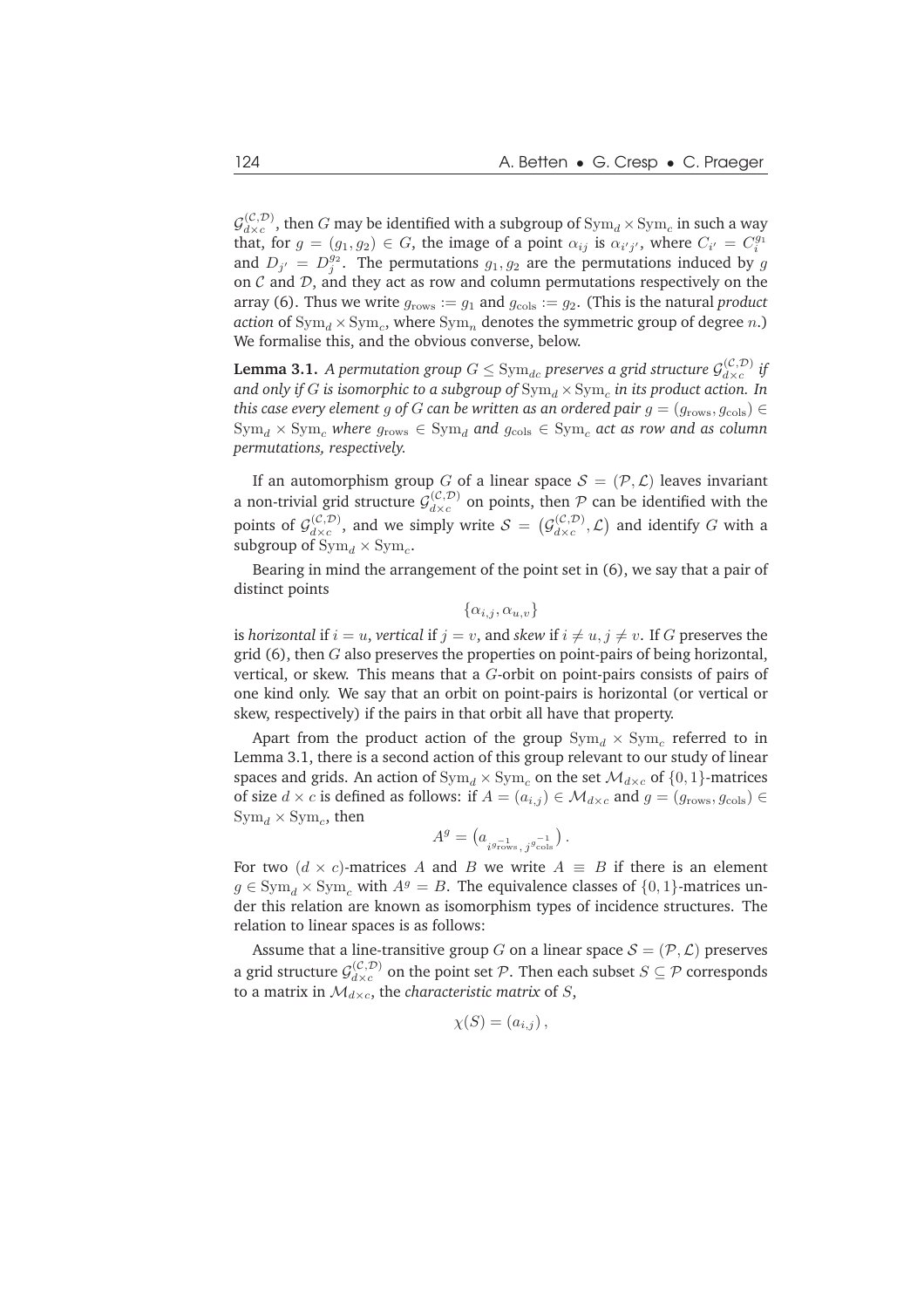$\mathcal{G}_{d\times c}^{(\mathcal{C},\mathcal{D})}$, then $G$ may be identified with a subgroup of $\mathrm{Sym}_d \times \mathrm{Sym}_c$ in such a way that, for $g = (g_1, g_2) \in G$, the image of a point $\alpha_{ij}$ is $\alpha_{i'j'}$, where $C_{i'} = C_i^{g_1}$ and $D_{j'} = D_j^{g_2}$. The permutations $g_1, g_2$ are the permutations induced by $g$ on $\mathcal{C}$ and $\mathcal{D}$, and they act as row and column permutations respectively on the array (6). Thus we write $g_{\mathrm{rows}} := g_1$ and $g_{\mathrm{cols}} := g_2$. (This is the natural *product action* of $\mathrm{Sym}_d \times \mathrm{Sym}_c$, where $\mathrm{Sym}_n$ denotes the symmetric group of degree $n$.) We formalise this, and the obvious converse, below.

**Lemma 3.1.** *A permutation group $G \leq \mathrm{Sym}_{dc}$ preserves a grid structure $\mathcal{G}_{d\times c}^{(\mathcal{C},\mathcal{D})}$ if and only if $G$ is isomorphic to a subgroup of $\mathrm{Sym}_d \times \mathrm{Sym}_c$ in its product action. In this case every element $g$ of $G$ can be written as an ordered pair $g = (g_{\mathrm{rows}}, g_{\mathrm{cols}}) \in \mathrm{Sym}_d \times \mathrm{Sym}_c$ where $g_{\mathrm{rows}} \in \mathrm{Sym}_d$ and $g_{\mathrm{cols}} \in \mathrm{Sym}_c$ act as row and as column permutations, respectively.*

If an automorphism group $G$ of a linear space $\mathcal{S} = (\mathcal{P}, \mathcal{L})$ leaves invariant a non-trivial grid structure $\mathcal{G}_{d\times c}^{(\mathcal{C},\mathcal{D})}$ on points, then $\mathcal{P}$ can be identified with the points of $\mathcal{G}_{d\times c}^{(\mathcal{C},\mathcal{D})}$, and we simply write $\mathcal{S} = \left(\mathcal{G}_{d\times c}^{(\mathcal{C},\mathcal{D})}, \mathcal{L}\right)$ and identify $G$ with a subgroup of $\mathrm{Sym}_d \times \mathrm{Sym}_c$.

Bearing in mind the arrangement of the point set in (6), we say that a pair of distinct points

$$\{\alpha_{i,j}, \alpha_{u,v}\}$$

is *horizontal* if $i = u$, *vertical* if $j = v$, and *skew* if $i \neq u, j \neq v$. If $G$ preserves the grid (6), then $G$ also preserves the properties on point-pairs of being horizontal, vertical, or skew. This means that a $G$-orbit on point-pairs consists of pairs of one kind only. We say that an orbit on point-pairs is horizontal (or vertical or skew, respectively) if the pairs in that orbit all have that property.

Apart from the product action of the group $\mathrm{Sym}_d \times \mathrm{Sym}_c$ referred to in Lemma 3.1, there is a second action of this group relevant to our study of linear spaces and grids. An action of $\mathrm{Sym}_d \times \mathrm{Sym}_c$ on the set $\mathcal{M}_{d\times c}$ of $\{0,1\}$-matrices of size $d \times c$ is defined as follows: if $A = (a_{i,j}) \in \mathcal{M}_{d\times c}$ and $g = (g_{\mathrm{rows}}, g_{\mathrm{cols}}) \in \mathrm{Sym}_d \times \mathrm{Sym}_c$, then

$$A^g = \left(a_{i^{g_{\mathrm{rows}}^{-1}},\, j^{g_{\mathrm{cols}}^{-1}}}\right).$$

For two $(d \times c)$-matrices $A$ and $B$ we write $A \equiv B$ if there is an element $g \in \mathrm{Sym}_d \times \mathrm{Sym}_c$ with $A^g = B$. The equivalence classes of $\{0,1\}$-matrices under this relation are known as isomorphism types of incidence structures. The relation to linear spaces is as follows:

Assume that a line-transitive group $G$ on a linear space $\mathcal{S} = (\mathcal{P}, \mathcal{L})$ preserves a grid structure $\mathcal{G}_{d\times c}^{(\mathcal{C},\mathcal{D})}$ on the point set $\mathcal{P}$. Then each subset $S \subseteq \mathcal{P}$ corresponds to a matrix in $\mathcal{M}_{d\times c}$, the *characteristic matrix* of $S$,

$$\chi(S) = (a_{i,j}),$$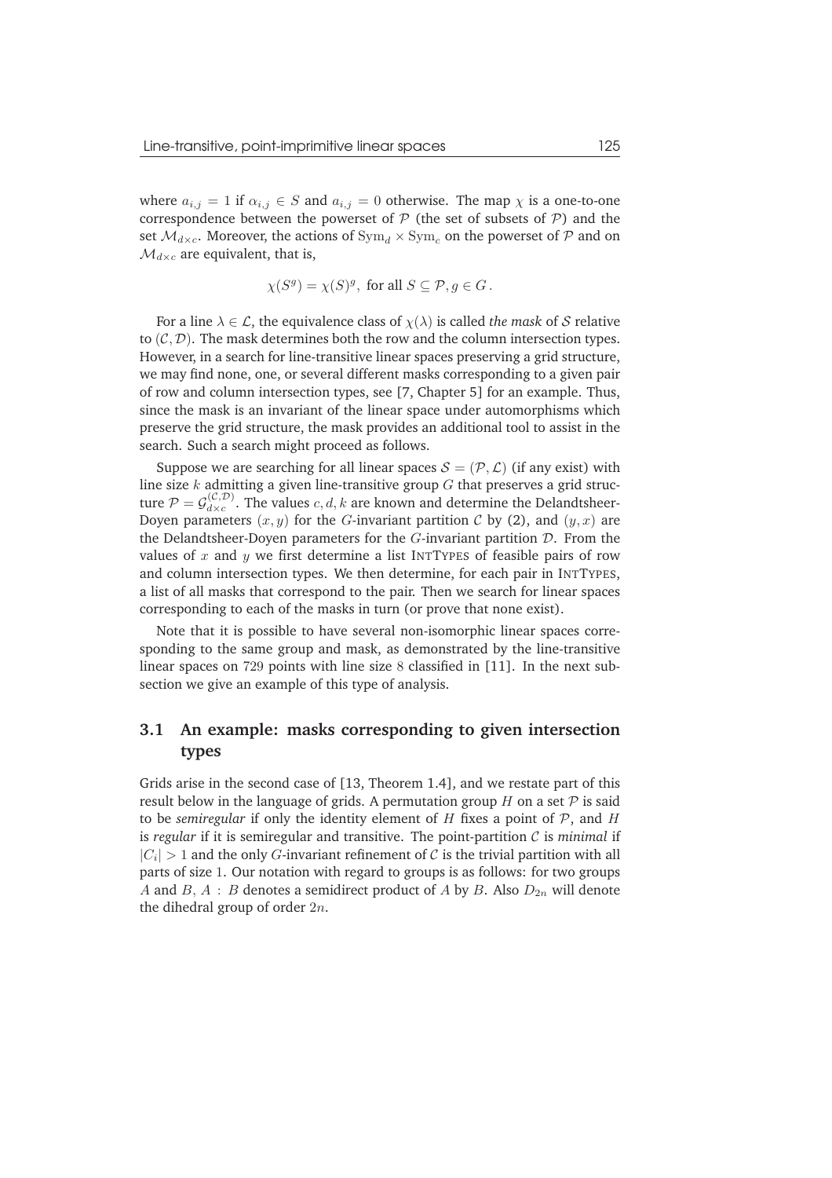where $a_{i,j} = 1$ if $\alpha_{i,j} \in S$ and $a_{i,j} = 0$ otherwise. The map $\chi$ is a one-to-one correspondence between the powerset of $\mathcal{P}$ (the set of subsets of $\mathcal{P}$) and the set $\mathcal{M}_{d\times c}$. Moreover, the actions of $\mathrm{Sym}_d \times \mathrm{Sym}_c$ on the powerset of $\mathcal{P}$ and on $\mathcal{M}_{d\times c}$ are equivalent, that is,

$$\chi(S^g) = \chi(S)^g, \text{ for all } S \subseteq \mathcal{P}, g \in G\,.$$

For a line $\lambda \in \mathcal{L}$, the equivalence class of $\chi(\lambda)$ is called *the mask* of $\mathcal{S}$ relative to $(\mathcal{C}, \mathcal{D})$. The mask determines both the row and the column intersection types. However, in a search for line-transitive linear spaces preserving a grid structure, we may find none, one, or several different masks corresponding to a given pair of row and column intersection types, see [7, Chapter 5] for an example. Thus, since the mask is an invariant of the linear space under automorphisms which preserve the grid structure, the mask provides an additional tool to assist in the search. Such a search might proceed as follows.

Suppose we are searching for all linear spaces $\mathcal{S} = (\mathcal{P}, \mathcal{L})$ (if any exist) with line size $k$ admitting a given line-transitive group $G$ that preserves a grid structure $\mathcal{P} = \mathcal{G}_{d\times c}^{(\mathcal{C},\mathcal{D})}$. The values $c, d, k$ are known and determine the Delandtsheer-Doyen parameters $(x, y)$ for the $G$-invariant partition $\mathcal{C}$ by (2), and $(y, x)$ are the Delandtsheer-Doyen parameters for the $G$-invariant partition $\mathcal{D}$. From the values of $x$ and $y$ we first determine a list IntTypes of feasible pairs of row and column intersection types. We then determine, for each pair in IntTypes, a list of all masks that correspond to the pair. Then we search for linear spaces corresponding to each of the masks in turn (or prove that none exist).

Note that it is possible to have several non-isomorphic linear spaces corresponding to the same group and mask, as demonstrated by the line-transitive linear spaces on 729 points with line size 8 classified in [11]. In the next subsection we give an example of this type of analysis.

## 3.1 An example: masks corresponding to given intersection types

Grids arise in the second case of [13, Theorem 1.4], and we restate part of this result below in the language of grids. A permutation group $H$ on a set $\mathcal{P}$ is said to be *semiregular* if only the identity element of $H$ fixes a point of $\mathcal{P}$, and $H$ is *regular* if it is semiregular and transitive. The point-partition $\mathcal{C}$ is *minimal* if $|C_i| > 1$ and the only $G$-invariant refinement of $\mathcal{C}$ is the trivial partition with all parts of size 1. Our notation with regard to groups is as follows: for two groups $A$ and $B$, $A : B$ denotes a semidirect product of $A$ by $B$. Also $D_{2n}$ will denote the dihedral group of order $2n$.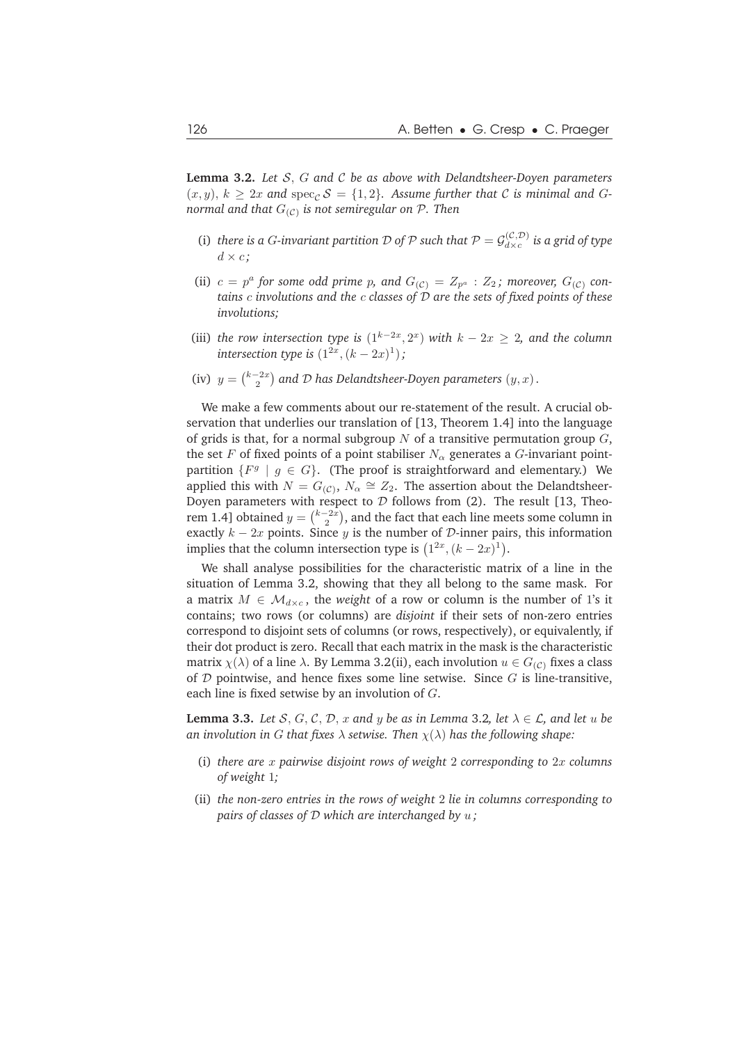**Lemma 3.2.** *Let $\mathcal{S}$, $G$ and $\mathcal{C}$ be as above with Delandtsheer-Doyen parameters $(x, y)$, $k \geq 2x$ and $\mathrm{spec}_{\mathcal{C}}\, \mathcal{S} = \{1, 2\}$. Assume further that $\mathcal{C}$ is minimal and $G$-normal and that $G_{(\mathcal{C})}$ is not semiregular on $\mathcal{P}$. Then*

(i) *there is a $G$-invariant partition $\mathcal{D}$ of $\mathcal{P}$ such that $\mathcal{P} = \mathcal{G}_{d\times c}^{(\mathcal{C},\mathcal{D})}$ is a grid of type $d \times c$;*

(ii) *$c = p^a$ for some odd prime $p$, and $G_{(\mathcal{C})} = Z_{p^a} : Z_2$; moreover, $G_{(\mathcal{C})}$ contains $c$ involutions and the $c$ classes of $\mathcal{D}$ are the sets of fixed points of these involutions;*

(iii) *the row intersection type is $(1^{k-2x}, 2^x)$ with $k - 2x \geq 2$, and the column intersection type is $(1^{2x}, (k - 2x)^1)$;*

(iv) *$y = \binom{k-2x}{2}$ and $\mathcal{D}$ has Delandtsheer-Doyen parameters $(y, x)$.*

We make a few comments about our re-statement of the result. A crucial observation that underlies our translation of [13, Theorem 1.4] into the language of grids is that, for a normal subgroup $N$ of a transitive permutation group $G$, the set $F$ of fixed points of a point stabiliser $N_\alpha$ generates a $G$-invariant point-partition $\{F^g \mid g \in G\}$. (The proof is straightforward and elementary.) We applied this with $N = G_{(\mathcal{C})}$, $N_\alpha \cong Z_2$. The assertion about the Delandtsheer-Doyen parameters with respect to $\mathcal{D}$ follows from (2). The result [13, Theorem 1.4] obtained $y = \binom{k-2x}{2}$, and the fact that each line meets some column in exactly $k - 2x$ points. Since $y$ is the number of $\mathcal{D}$-inner pairs, this information implies that the column intersection type is $\left(1^{2x}, (k - 2x)^1\right)$.

We shall analyse possibilities for the characteristic matrix of a line in the situation of Lemma 3.2, showing that they all belong to the same mask. For a matrix $M \in \mathcal{M}_{d\times c}$, the *weight* of a row or column is the number of 1's it contains; two rows (or columns) are *disjoint* if their sets of non-zero entries correspond to disjoint sets of columns (or rows, respectively), or equivalently, if their dot product is zero. Recall that each matrix in the mask is the characteristic matrix $\chi(\lambda)$ of a line $\lambda$. By Lemma 3.2(ii), each involution $u \in G_{(\mathcal{C})}$ fixes a class of $\mathcal{D}$ pointwise, and hence fixes some line setwise. Since $G$ is line-transitive, each line is fixed setwise by an involution of $G$.

**Lemma 3.3.** *Let $\mathcal{S}$, $G$, $\mathcal{C}$, $\mathcal{D}$, $x$ and $y$ be as in Lemma 3.2, let $\lambda \in \mathcal{L}$, and let $u$ be an involution in $G$ that fixes $\lambda$ setwise. Then $\chi(\lambda)$ has the following shape:*

(i) *there are $x$ pairwise disjoint rows of weight 2 corresponding to $2x$ columns of weight 1;*

(ii) *the non-zero entries in the rows of weight 2 lie in columns corresponding to pairs of classes of $\mathcal{D}$ which are interchanged by $u$;*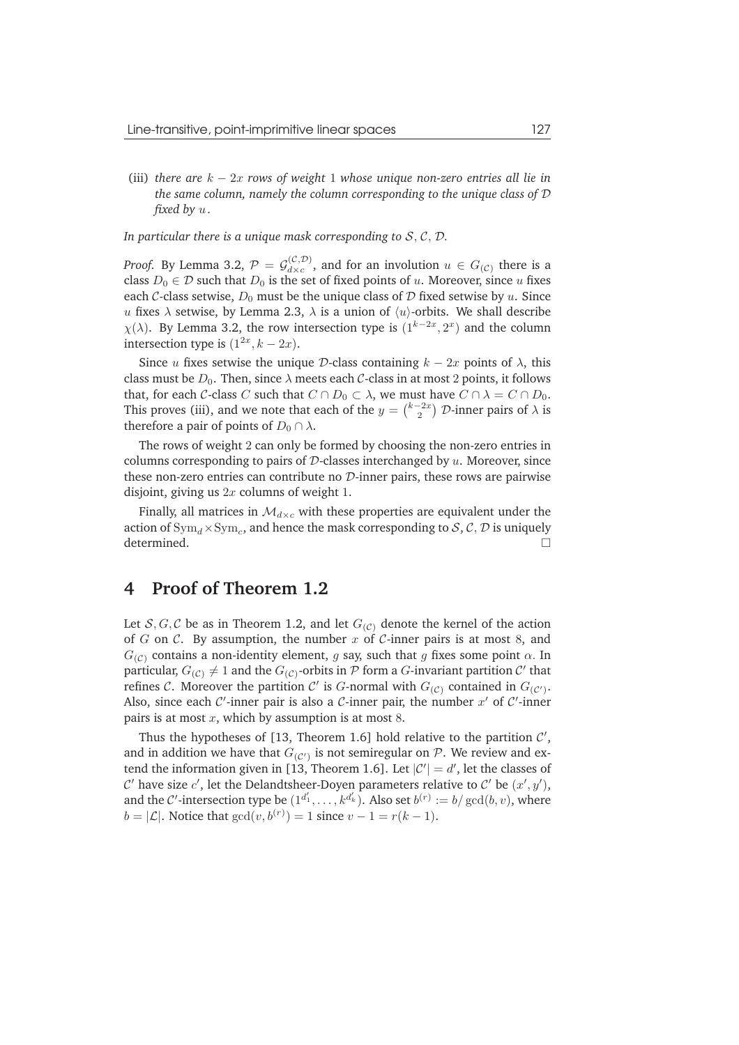(iii) *there are $k - 2x$ rows of weight 1 whose unique non-zero entries all lie in the same column, namely the column corresponding to the unique class of $\mathcal{D}$ fixed by $u$.*

*In particular there is a unique mask corresponding to $\mathcal{S}, \mathcal{C}, \mathcal{D}$.*

*Proof.* By Lemma 3.2, $\mathcal{P} = \mathcal{G}_{d\times c}^{(\mathcal{C},\mathcal{D})}$, and for an involution $u \in G_{(\mathcal{C})}$ there is a class $D_0 \in \mathcal{D}$ such that $D_0$ is the set of fixed points of $u$. Moreover, since $u$ fixes each $\mathcal{C}$-class setwise, $D_0$ must be the unique class of $\mathcal{D}$ fixed setwise by $u$. Since $u$ fixes $\lambda$ setwise, by Lemma 2.3, $\lambda$ is a union of $\langle u\rangle$-orbits. We shall describe $\chi(\lambda)$. By Lemma 3.2, the row intersection type is $(1^{k-2x}, 2^x)$ and the column intersection type is $(1^{2x}, k - 2x)$.

Since $u$ fixes setwise the unique $\mathcal{D}$-class containing $k - 2x$ points of $\lambda$, this class must be $D_0$. Then, since $\lambda$ meets each $\mathcal{C}$-class in at most 2 points, it follows that, for each $\mathcal{C}$-class $C$ such that $C \cap D_0 \subset \lambda$, we must have $C \cap \lambda = C \cap D_0$. This proves (iii), and we note that each of the $y = \binom{k-2x}{2}$ $\mathcal{D}$-inner pairs of $\lambda$ is therefore a pair of points of $D_0 \cap \lambda$.

The rows of weight 2 can only be formed by choosing the non-zero entries in columns corresponding to pairs of $\mathcal{D}$-classes interchanged by $u$. Moreover, since these non-zero entries can contribute no $\mathcal{D}$-inner pairs, these rows are pairwise disjoint, giving us $2x$ columns of weight 1.

Finally, all matrices in $\mathcal{M}_{d\times c}$ with these properties are equivalent under the action of $\mathrm{Sym}_d \times \mathrm{Sym}_c$, and hence the mask corresponding to $\mathcal{S}, \mathcal{C}, \mathcal{D}$ is uniquely determined. □

## 4 Proof of Theorem 1.2

Let $\mathcal{S}, G, \mathcal{C}$ be as in Theorem 1.2, and let $G_{(\mathcal{C})}$ denote the kernel of the action of $G$ on $\mathcal{C}$. By assumption, the number $x$ of $\mathcal{C}$-inner pairs is at most 8, and $G_{(\mathcal{C})}$ contains a non-identity element, $g$ say, such that $g$ fixes some point $\alpha$. In particular, $G_{(\mathcal{C})} \neq 1$ and the $G_{(\mathcal{C})}$-orbits in $\mathcal{P}$ form a $G$-invariant partition $\mathcal{C}'$ that refines $\mathcal{C}$. Moreover the partition $\mathcal{C}'$ is $G$-normal with $G_{(\mathcal{C})}$ contained in $G_{(\mathcal{C}')}$. Also, since each $\mathcal{C}'$-inner pair is also a $\mathcal{C}$-inner pair, the number $x'$ of $\mathcal{C}'$-inner pairs is at most $x$, which by assumption is at most 8.

Thus the hypotheses of [13, Theorem 1.6] hold relative to the partition $\mathcal{C}'$, and in addition we have that $G_{(\mathcal{C}')}$ is not semiregular on $\mathcal{P}$. We review and extend the information given in [13, Theorem 1.6]. Let $|\mathcal{C}'| = d'$, let the classes of $\mathcal{C}'$ have size $c'$, let the Delandtsheer-Doyen parameters relative to $\mathcal{C}'$ be $(x', y')$, and the $\mathcal{C}'$-intersection type be $(1^{d'_1}, \ldots, k^{d'_k})$. Also set $b^{(r)} := b/\gcd(b, v)$, where $b = |\mathcal{L}|$. Notice that $\gcd(v, b^{(r)}) = 1$ since $v - 1 = r(k - 1)$.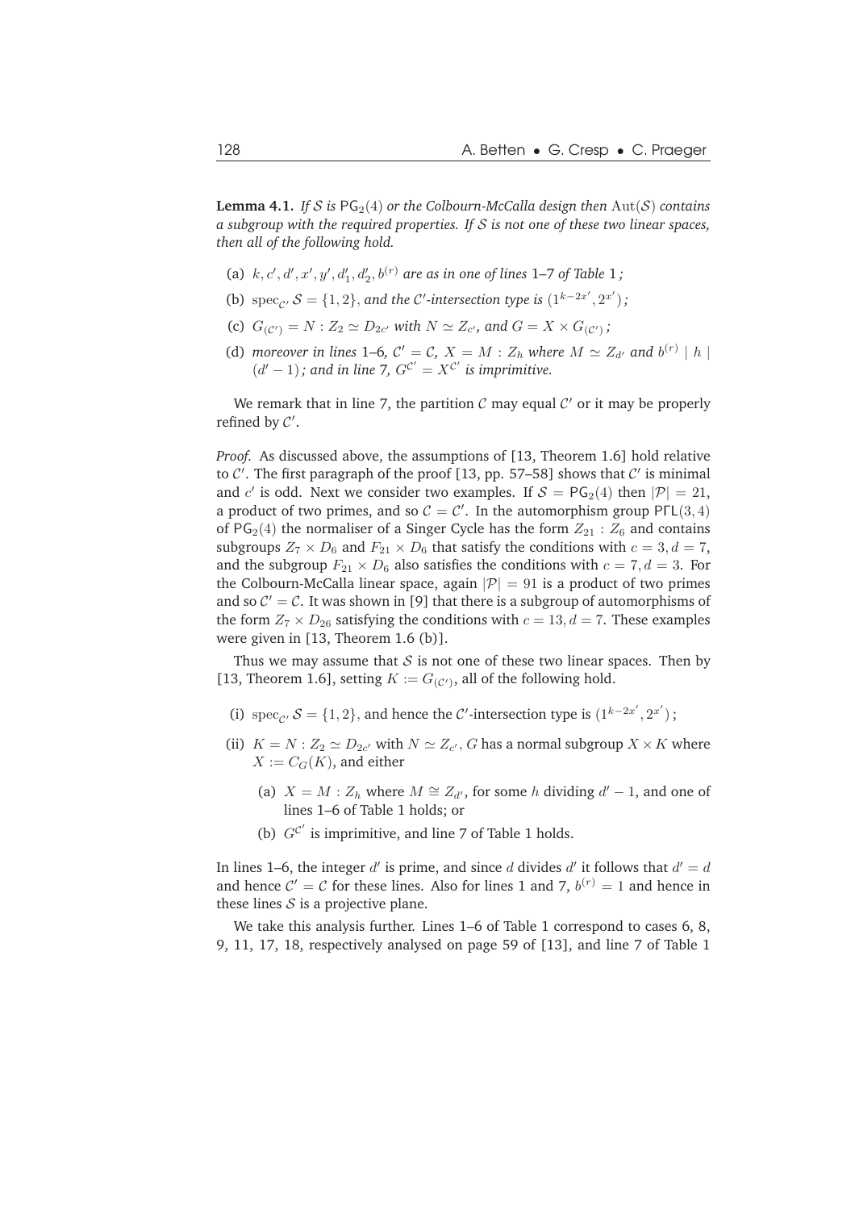**Lemma 4.1.** *If $\mathcal{S}$ is $\mathsf{PG}_2(4)$ or the Colbourn-McCalla design then $\mathrm{Aut}(\mathcal{S})$ contains a subgroup with the required properties. If $\mathcal{S}$ is not one of these two linear spaces, then all of the following hold.*

(a) *$k, c', d', x', y', d_1', d_2', b^{(r)}$ are as in one of lines 1–7 of Table 1;*

(b) *$\mathrm{spec}_{\mathcal{C}'} \mathcal{S} = \{1, 2\}$, and the $\mathcal{C}'$-intersection type is $(1^{k-2x'}, 2^{x'})$;*

(c) *$G_{(\mathcal{C}')} = N : Z_2 \simeq D_{2c'}$ with $N \simeq Z_{c'}$, and $G = X \times G_{(\mathcal{C}')}$;*

(d) *moreover in lines 1–6, $\mathcal{C}' = \mathcal{C}$, $X = M : Z_h$ where $M \simeq Z_{d'}$ and $b^{(r)} \mid h \mid (d'-1)$; and in line 7, $G^{\mathcal{C}'} = X^{\mathcal{C}'}$ is imprimitive.*

We remark that in line 7, the partition $\mathcal{C}$ may equal $\mathcal{C}'$ or it may be properly refined by $\mathcal{C}'$.

*Proof.* As discussed above, the assumptions of [13, Theorem 1.6] hold relative to $\mathcal{C}'$. The first paragraph of the proof [13, pp. 57–58] shows that $\mathcal{C}'$ is minimal and $c'$ is odd. Next we consider two examples. If $\mathcal{S} = \mathsf{PG}_2(4)$ then $|\mathcal{P}| = 21$, a product of two primes, and so $\mathcal{C} = \mathcal{C}'$. In the automorphism group $\mathsf{P\Gamma L}(3, 4)$ of $\mathsf{PG}_2(4)$ the normaliser of a Singer Cycle has the form $Z_{21} : Z_6$ and contains subgroups $Z_7 \times D_6$ and $F_{21} \times D_6$ that satisfy the conditions with $c = 3, d = 7$, and the subgroup $F_{21} \times D_6$ also satisfies the conditions with $c = 7, d = 3$. For the Colbourn-McCalla linear space, again $|\mathcal{P}| = 91$ is a product of two primes and so $\mathcal{C}' = \mathcal{C}$. It was shown in [9] that there is a subgroup of automorphisms of the form $Z_7 \times D_{26}$ satisfying the conditions with $c = 13, d = 7$. These examples were given in [13, Theorem 1.6 (b)].

Thus we may assume that $\mathcal{S}$ is not one of these two linear spaces. Then by [13, Theorem 1.6], setting $K := G_{(\mathcal{C}')}$, all of the following hold.

(i) $\mathrm{spec}_{\mathcal{C}'} \mathcal{S} = \{1, 2\}$, and hence the $\mathcal{C}'$-intersection type is $(1^{k-2x'}, 2^{x'})$;

(ii) $K = N : Z_2 \simeq D_{2c'}$ with $N \simeq Z_{c'}$, $G$ has a normal subgroup $X \times K$ where $X := C_G(K)$, and either

  (a) $X = M : Z_h$ where $M \cong Z_{d'}$, for some $h$ dividing $d' - 1$, and one of lines 1–6 of Table 1 holds; or

  (b) $G^{\mathcal{C}'}$ is imprimitive, and line 7 of Table 1 holds.

In lines 1–6, the integer $d'$ is prime, and since $d$ divides $d'$ it follows that $d' = d$ and hence $\mathcal{C}' = \mathcal{C}$ for these lines. Also for lines 1 and 7, $b^{(r)} = 1$ and hence in these lines $\mathcal{S}$ is a projective plane.

We take this analysis further. Lines 1–6 of Table 1 correspond to cases 6, 8, 9, 11, 17, 18, respectively analysed on page 59 of [13], and line 7 of Table 1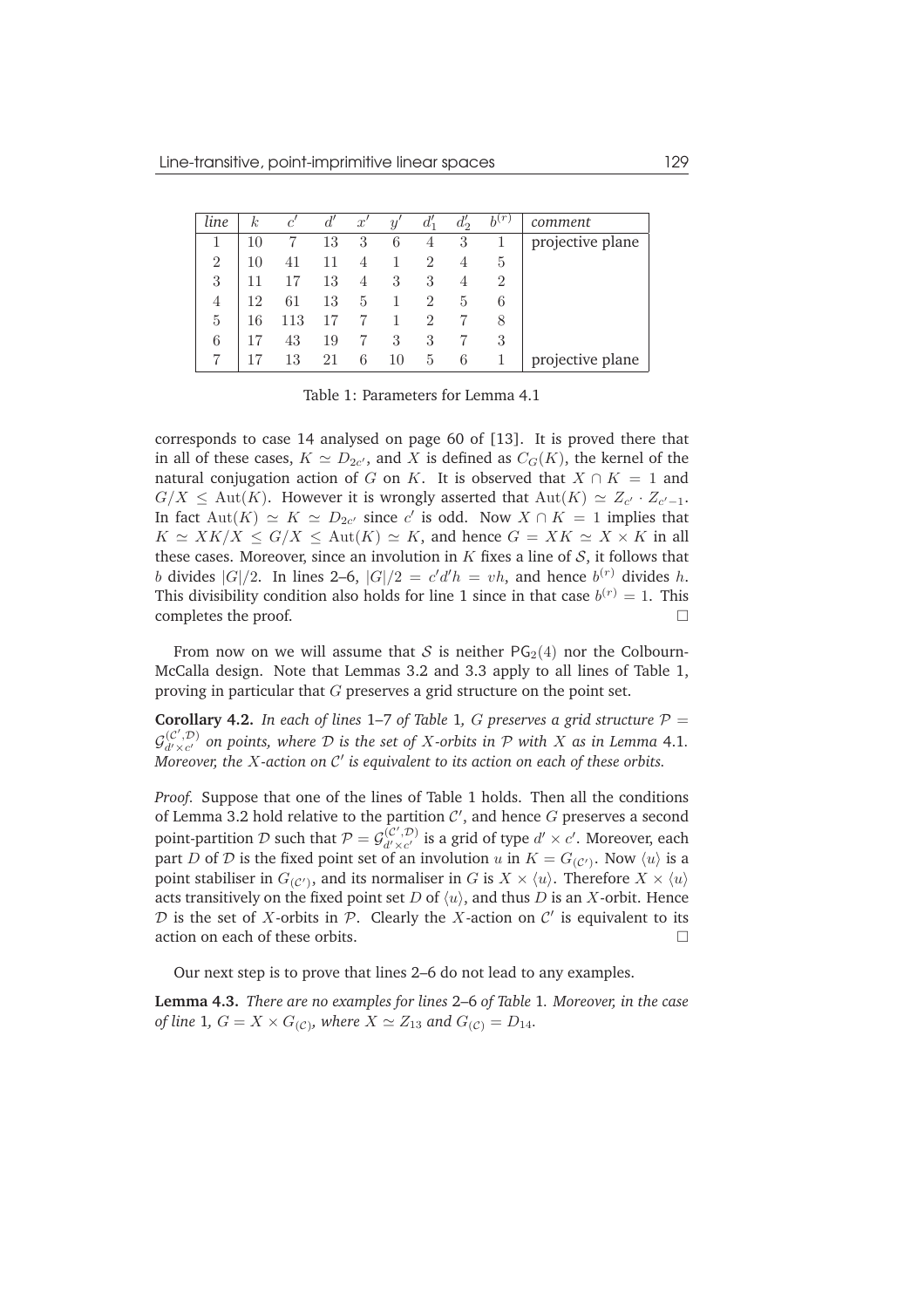| *line* | $k$ | $c'$ | $d'$ | $x'$ | $y'$ | $d'_1$ | $d'_2$ | $b^{(r)}$ | *comment* |
|---|---|---|---|---|---|---|---|---|---|
| 1 | 10 | 7 | 13 | 3 | 6 | 4 | 3 | 1 | projective plane |
| 2 | 10 | 41 | 11 | 4 | 1 | 2 | 4 | 5 | |
| 3 | 11 | 17 | 13 | 4 | 3 | 3 | 4 | 2 | |
| 4 | 12 | 61 | 13 | 5 | 1 | 2 | 5 | 6 | |
| 5 | 16 | 113 | 17 | 7 | 1 | 2 | 7 | 8 | |
| 6 | 17 | 43 | 19 | 7 | 3 | 3 | 7 | 3 | |
| 7 | 17 | 13 | 21 | 6 | 10 | 5 | 6 | 1 | projective plane |

Table 1: Parameters for Lemma 4.1

corresponds to case 14 analysed on page 60 of [13]. It is proved there that in all of these cases, $K \simeq D_{2c'}$, and $X$ is defined as $C_G(K)$, the kernel of the natural conjugation action of $G$ on $K$. It is observed that $X \cap K = 1$ and $G/X \leq \mathrm{Aut}(K)$. However it is wrongly asserted that $\mathrm{Aut}(K) \simeq Z_{c'} \cdot Z_{c'-1}$. In fact $\mathrm{Aut}(K) \simeq K \simeq D_{2c'}$ since $c'$ is odd. Now $X \cap K = 1$ implies that $K \simeq XK/X \leq G/X \leq \mathrm{Aut}(K) \simeq K$, and hence $G = XK \simeq X \times K$ in all these cases. Moreover, since an involution in $K$ fixes a line of $\mathcal{S}$, it follows that $b$ divides $|G|/2$. In lines 2–6, $|G|/2 = c'd'h = vh$, and hence $b^{(r)}$ divides $h$. This divisibility condition also holds for line 1 since in that case $b^{(r)} = 1$. This completes the proof. □

From now on we will assume that $\mathcal{S}$ is neither $\mathsf{PG}_2(4)$ nor the Colbourn-McCalla design. Note that Lemmas 3.2 and 3.3 apply to all lines of Table 1, proving in particular that $G$ preserves a grid structure on the point set.

**Corollary 4.2.** *In each of lines* 1–7 *of Table* 1*, $G$ preserves a grid structure $\mathcal{P} = \mathcal{G}^{(\mathcal{C}',\mathcal{D})}_{d' \times c'}$ on points, where $\mathcal{D}$ is the set of $X$-orbits in $\mathcal{P}$ with $X$ as in Lemma* 4.1*. Moreover, the $X$-action on $\mathcal{C}'$ is equivalent to its action on each of these orbits.*

*Proof.* Suppose that one of the lines of Table 1 holds. Then all the conditions of Lemma 3.2 hold relative to the partition $\mathcal{C}'$, and hence $G$ preserves a second point-partition $\mathcal{D}$ such that $\mathcal{P} = \mathcal{G}^{(\mathcal{C}',\mathcal{D})}_{d' \times c'}$ is a grid of type $d' \times c'$. Moreover, each part $D$ of $\mathcal{D}$ is the fixed point set of an involution $u$ in $K = G_{(\mathcal{C}')}$. Now $\langle u \rangle$ is a point stabiliser in $G_{(\mathcal{C}')}$, and its normaliser in $G$ is $X \times \langle u \rangle$. Therefore $X \times \langle u \rangle$ acts transitively on the fixed point set $D$ of $\langle u \rangle$, and thus $D$ is an $X$-orbit. Hence $\mathcal{D}$ is the set of $X$-orbits in $\mathcal{P}$. Clearly the $X$-action on $\mathcal{C}'$ is equivalent to its action on each of these orbits. □

Our next step is to prove that lines 2–6 do not lead to any examples.

**Lemma 4.3.** *There are no examples for lines* 2–6 *of Table* 1*. Moreover, in the case of line* 1*, $G = X \times G_{(\mathcal{C})}$, where $X \simeq Z_{13}$ and $G_{(\mathcal{C})} = D_{14}$.*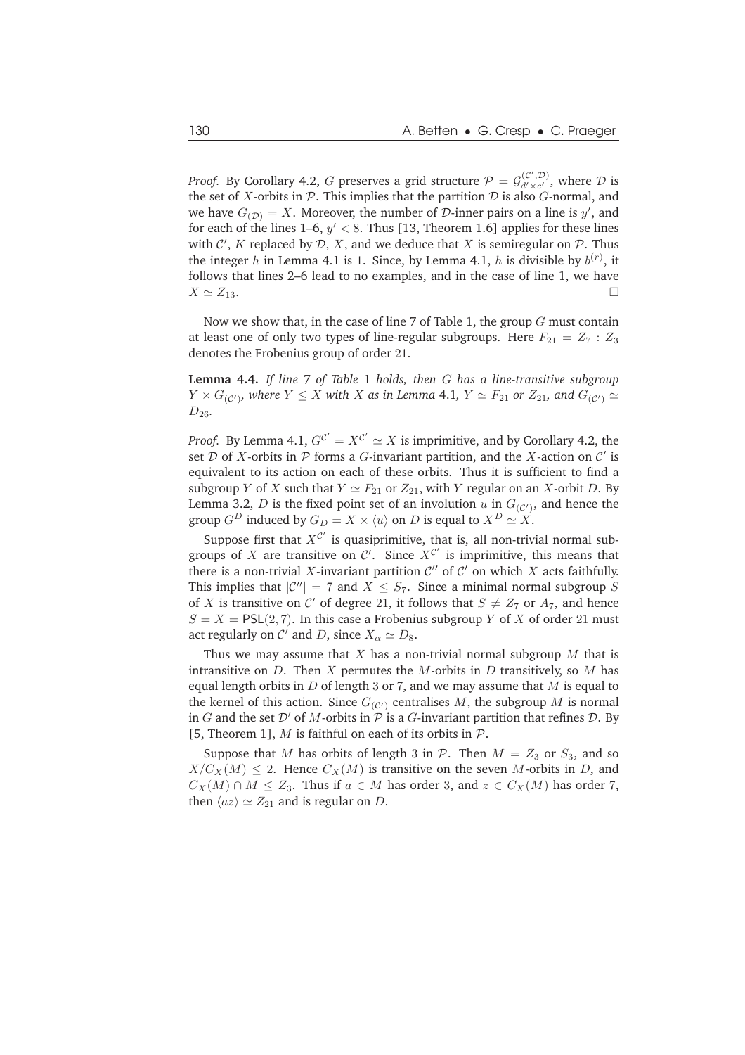*Proof.* By Corollary 4.2, $G$ preserves a grid structure $\mathcal{P} = \mathcal{G}_{d' \times c'}^{(\mathcal{C}', \mathcal{D})}$, where $\mathcal{D}$ is the set of $X$-orbits in $\mathcal{P}$. This implies that the partition $\mathcal{D}$ is also $G$-normal, and we have $G_{(\mathcal{D})} = X$. Moreover, the number of $\mathcal{D}$-inner pairs on a line is $y'$, and for each of the lines 1–6, $y' < 8$. Thus [13, Theorem 1.6] applies for these lines with $\mathcal{C}'$, $K$ replaced by $\mathcal{D}$, $X$, and we deduce that $X$ is semiregular on $\mathcal{P}$. Thus the integer $h$ in Lemma 4.1 is 1. Since, by Lemma 4.1, $h$ is divisible by $b^{(r)}$, it follows that lines 2–6 lead to no examples, and in the case of line 1, we have $X \simeq Z_{13}$. □

Now we show that, in the case of line 7 of Table 1, the group $G$ must contain at least one of only two types of line-regular subgroups. Here $F_{21} = Z_7 : Z_3$ denotes the Frobenius group of order 21.

**Lemma 4.4.** *If line 7 of Table 1 holds, then $G$ has a line-transitive subgroup $Y \times G_{(\mathcal{C}')}$, where $Y \leq X$ with $X$ as in Lemma 4.1, $Y \simeq F_{21}$ or $Z_{21}$, and $G_{(\mathcal{C}')} \simeq D_{26}$.*

*Proof.* By Lemma 4.1, $G^{\mathcal{C}'} = X^{\mathcal{C}'} \simeq X$ is imprimitive, and by Corollary 4.2, the set $\mathcal{D}$ of $X$-orbits in $\mathcal{P}$ forms a $G$-invariant partition, and the $X$-action on $\mathcal{C}'$ is equivalent to its action on each of these orbits. Thus it is sufficient to find a subgroup $Y$ of $X$ such that $Y \simeq F_{21}$ or $Z_{21}$, with $Y$ regular on an $X$-orbit $D$. By Lemma 3.2, $D$ is the fixed point set of an involution $u$ in $G_{(\mathcal{C}')}$, and hence the group $G^D$ induced by $G_D = X \times \langle u \rangle$ on $D$ is equal to $X^D \simeq X$.

Suppose first that $X^{\mathcal{C}'}$ is quasiprimitive, that is, all non-trivial normal subgroups of $X$ are transitive on $\mathcal{C}'$. Since $X^{\mathcal{C}'}$ is imprimitive, this means that there is a non-trivial $X$-invariant partition $\mathcal{C}''$ of $\mathcal{C}'$ on which $X$ acts faithfully. This implies that $|\mathcal{C}''| = 7$ and $X \leq S_7$. Since a minimal normal subgroup $S$ of $X$ is transitive on $\mathcal{C}'$ of degree 21, it follows that $S \neq Z_7$ or $A_7$, and hence $S = X = \mathsf{PSL}(2,7)$. In this case a Frobenius subgroup $Y$ of $X$ of order 21 must act regularly on $\mathcal{C}'$ and $D$, since $X_\alpha \simeq D_8$.

Thus we may assume that $X$ has a non-trivial normal subgroup $M$ that is intransitive on $D$. Then $X$ permutes the $M$-orbits in $D$ transitively, so $M$ has equal length orbits in $D$ of length 3 or 7, and we may assume that $M$ is equal to the kernel of this action. Since $G_{(\mathcal{C}')}$ centralises $M$, the subgroup $M$ is normal in $G$ and the set $\mathcal{D}'$ of $M$-orbits in $\mathcal{P}$ is a $G$-invariant partition that refines $\mathcal{D}$. By [5, Theorem 1], $M$ is faithful on each of its orbits in $\mathcal{P}$.

Suppose that $M$ has orbits of length 3 in $\mathcal{P}$. Then $M = Z_3$ or $S_3$, and so $X/C_X(M) \leq 2$. Hence $C_X(M)$ is transitive on the seven $M$-orbits in $D$, and $C_X(M) \cap M \leq Z_3$. Thus if $a \in M$ has order 3, and $z \in C_X(M)$ has order 7, then $\langle az \rangle \simeq Z_{21}$ and is regular on $D$.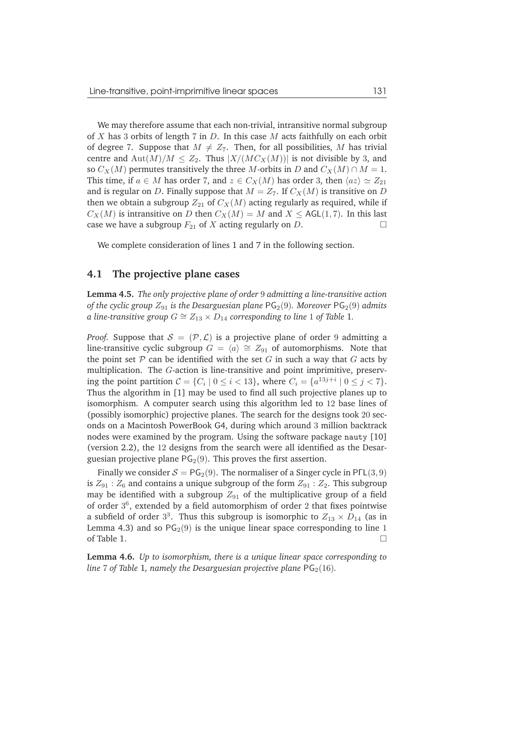We may therefore assume that each non-trivial, intransitive normal subgroup of $X$ has 3 orbits of length 7 in $D$. In this case $M$ acts faithfully on each orbit of degree 7. Suppose that $M \neq Z_7$. Then, for all possibilities, $M$ has trivial centre and $\mathrm{Aut}(M)/M \leq Z_2$. Thus $|X/(MC_X(M))|$ is not divisible by 3, and so $C_X(M)$ permutes transitively the three $M$-orbits in $D$ and $C_X(M) \cap M = 1$. This time, if $a \in M$ has order 7, and $z \in C_X(M)$ has order 3, then $\langle az \rangle \simeq Z_{21}$ and is regular on $D$. Finally suppose that $M = Z_7$. If $C_X(M)$ is transitive on $D$ then we obtain a subgroup $Z_{21}$ of $C_X(M)$ acting regularly as required, while if $C_X(M)$ is intransitive on $D$ then $C_X(M) = M$ and $X \leq \mathsf{AGL}(1, 7)$. In this last case we have a subgroup $F_{21}$ of $X$ acting regularly on $D$. □

We complete consideration of lines 1 and 7 in the following section.

## 4.1 The projective plane cases

**Lemma 4.5.** *The only projective plane of order* 9 *admitting a line-transitive action of the cyclic group* $Z_{91}$ *is the Desarguesian plane* $\mathsf{PG}_2(9)$*. Moreover* $\mathsf{PG}_2(9)$ *admits a line-transitive group* $G \cong Z_{13} \times D_{14}$ *corresponding to line* 1 *of Table* 1*.*

*Proof.* Suppose that $\mathcal{S} = (\mathcal{P}, \mathcal{L})$ is a projective plane of order 9 admitting a line-transitive cyclic subgroup $G = \langle a \rangle \cong Z_{91}$ of automorphisms. Note that the point set $\mathcal{P}$ can be identified with the set $G$ in such a way that $G$ acts by multiplication. The $G$-action is line-transitive and point imprimitive, preserving the point partition $\mathcal{C} = \{C_i \mid 0 \leq i < 13\}$, where $C_i = \{a^{13j+i} \mid 0 \leq j < 7\}$. Thus the algorithm in [1] may be used to find all such projective planes up to isomorphism. A computer search using this algorithm led to 12 base lines of (possibly isomorphic) projective planes. The search for the designs took 20 seconds on a Macintosh PowerBook G4, during which around 3 million backtrack nodes were examined by the program. Using the software package `nauty` [10] (version 2.2), the 12 designs from the search were all identified as the Desarguesian projective plane $\mathsf{PG}_2(9)$. This proves the first assertion.

Finally we consider $\mathcal{S} = \mathsf{PG}_2(9)$. The normaliser of a Singer cycle in $\mathsf{P\Gamma L}(3, 9)$ is $Z_{91} : Z_6$ and contains a unique subgroup of the form $Z_{91} : Z_2$. This subgroup may be identified with a subgroup $Z_{91}$ of the multiplicative group of a field of order $3^6$, extended by a field automorphism of order 2 that fixes pointwise a subfield of order $3^3$. Thus this subgroup is isomorphic to $Z_{13} \times D_{14}$ (as in Lemma 4.3) and so $\mathsf{PG}_2(9)$ is the unique linear space corresponding to line 1 of Table 1. □

**Lemma 4.6.** *Up to isomorphism, there is a unique linear space corresponding to line* 7 *of Table* 1*, namely the Desarguesian projective plane* $\mathsf{PG}_2(16)$*.*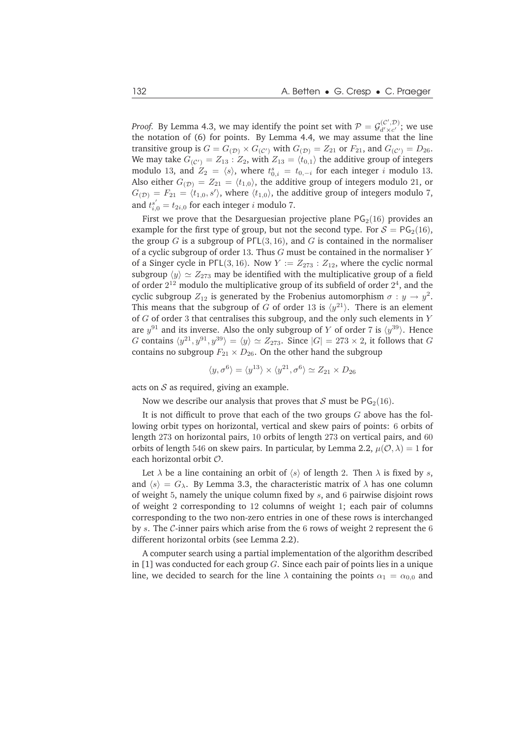*Proof.* By Lemma 4.3, we may identify the point set with $\mathcal{P} = \mathcal{G}^{(\mathcal{C}',\mathcal{D})}_{d' \times c'}$; we use the notation of (6) for points. By Lemma 4.4, we may assume that the line transitive group is $G = G_{(\mathcal{D})} \times G_{(\mathcal{C}')}$ with $G_{(\mathcal{D})} = Z_{21}$ or $F_{21}$, and $G_{(\mathcal{C}')} = D_{26}$. We may take $G_{(\mathcal{C}')} = Z_{13} : Z_2$, with $Z_{13} = \langle t_{0,1} \rangle$ the additive group of integers modulo 13, and $Z_2 = \langle s \rangle$, where $t^s_{0,i} = t_{0,-i}$ for each integer $i$ modulo 13. Also either $G_{(\mathcal{D})} = Z_{21} = \langle t_{1,0} \rangle$, the additive group of integers modulo 21, or $G_{(\mathcal{D})} = F_{21} = \langle t_{1,0}, s' \rangle$, where $\langle t_{1,0} \rangle$, the additive group of integers modulo 7, and $t^{s'}_{i,0} = t_{2i,0}$ for each integer $i$ modulo 7.

First we prove that the Desarguesian projective plane $\mathsf{PG}_2(16)$ provides an example for the first type of group, but not the second type. For $\mathcal{S} = \mathsf{PG}_2(16)$, the group $G$ is a subgroup of $\mathsf{P\Gamma L}(3, 16)$, and $G$ is contained in the normaliser of a cyclic subgroup of order 13. Thus $G$ must be contained in the normaliser $Y$ of a Singer cycle in $\mathsf{P\Gamma L}(3, 16)$. Now $Y := Z_{273} : Z_{12}$, where the cyclic normal subgroup $\langle y \rangle \simeq Z_{273}$ may be identified with the multiplicative group of a field of order $2^{12}$ modulo the multiplicative group of its subfield of order $2^4$, and the cyclic subgroup $Z_{12}$ is generated by the Frobenius automorphism $\sigma : y \to y^2$. This means that the subgroup of $G$ of order 13 is $\langle y^{21} \rangle$. There is an element of $G$ of order 3 that centralises this subgroup, and the only such elements in $Y$ are $y^{91}$ and its inverse. Also the only subgroup of $Y$ of order 7 is $\langle y^{39} \rangle$. Hence $G$ contains $\langle y^{21}, y^{91}, y^{39} \rangle = \langle y \rangle \simeq Z_{273}$. Since $|G| = 273 \times 2$, it follows that $G$ contains no subgroup $F_{21} \times D_{26}$. On the other hand the subgroup

$$\langle y, \sigma^6 \rangle = \langle y^{13} \rangle \times \langle y^{21}, \sigma^6 \rangle \simeq Z_{21} \times D_{26}$$

acts on $\mathcal{S}$ as required, giving an example.

Now we describe our analysis that proves that $\mathcal{S}$ must be $\mathsf{PG}_2(16)$.

It is not difficult to prove that each of the two groups $G$ above has the following orbit types on horizontal, vertical and skew pairs of points: 6 orbits of length 273 on horizontal pairs, 10 orbits of length 273 on vertical pairs, and 60 orbits of length 546 on skew pairs. In particular, by Lemma 2.2, $\mu(\mathcal{O}, \lambda) = 1$ for each horizontal orbit $\mathcal{O}$.

Let $\lambda$ be a line containing an orbit of $\langle s \rangle$ of length 2. Then $\lambda$ is fixed by $s$, and $\langle s \rangle = G_\lambda$. By Lemma 3.3, the characteristic matrix of $\lambda$ has one column of weight 5, namely the unique column fixed by $s$, and 6 pairwise disjoint rows of weight 2 corresponding to 12 columns of weight 1; each pair of columns corresponding to the two non-zero entries in one of these rows is interchanged by $s$. The $\mathcal{C}$-inner pairs which arise from the 6 rows of weight 2 represent the 6 different horizontal orbits (see Lemma 2.2).

A computer search using a partial implementation of the algorithm described in [1] was conducted for each group $G$. Since each pair of points lies in a unique line, we decided to search for the line $\lambda$ containing the points $\alpha_1 = \alpha_{0,0}$ and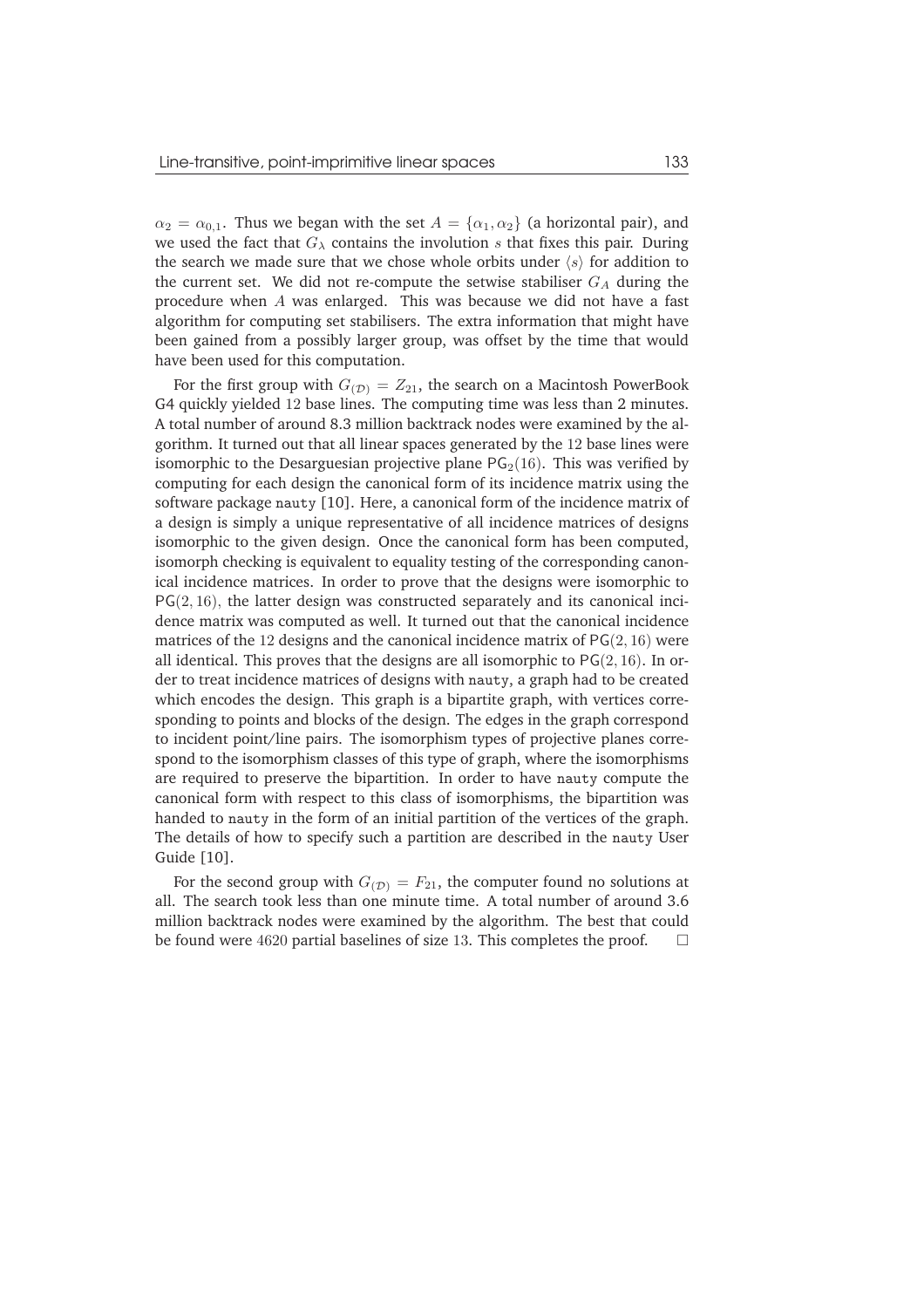$\alpha_2 = \alpha_{0,1}$. Thus we began with the set $A = \{\alpha_1, \alpha_2\}$ (a horizontal pair), and we used the fact that $G_\lambda$ contains the involution $s$ that fixes this pair. During the search we made sure that we chose whole orbits under $\langle s \rangle$ for addition to the current set. We did not re-compute the setwise stabiliser $G_A$ during the procedure when $A$ was enlarged. This was because we did not have a fast algorithm for computing set stabilisers. The extra information that might have been gained from a possibly larger group, was offset by the time that would have been used for this computation.

For the first group with $G_{(\mathcal{D})} = Z_{21}$, the search on a Macintosh PowerBook G4 quickly yielded 12 base lines. The computing time was less than 2 minutes. A total number of around 8.3 million backtrack nodes were examined by the algorithm. It turned out that all linear spaces generated by the 12 base lines were isomorphic to the Desarguesian projective plane $\mathsf{PG}_2(16)$. This was verified by computing for each design the canonical form of its incidence matrix using the software package `nauty` [10]. Here, a canonical form of the incidence matrix of a design is simply a unique representative of all incidence matrices of designs isomorphic to the given design. Once the canonical form has been computed, isomorph checking is equivalent to equality testing of the corresponding canonical incidence matrices. In order to prove that the designs were isomorphic to $\mathsf{PG}(2, 16)$, the latter design was constructed separately and its canonical incidence matrix was computed as well. It turned out that the canonical incidence matrices of the 12 designs and the canonical incidence matrix of $\mathsf{PG}(2, 16)$ were all identical. This proves that the designs are all isomorphic to $\mathsf{PG}(2, 16)$. In order to treat incidence matrices of designs with `nauty`, a graph had to be created which encodes the design. This graph is a bipartite graph, with vertices corresponding to points and blocks of the design. The edges in the graph correspond to incident point/line pairs. The isomorphism types of projective planes correspond to the isomorphism classes of this type of graph, where the isomorphisms are required to preserve the bipartition. In order to have `nauty` compute the canonical form with respect to this class of isomorphisms, the bipartition was handed to `nauty` in the form of an initial partition of the vertices of the graph. The details of how to specify such a partition are described in the `nauty` User Guide [10].

For the second group with $G_{(\mathcal{D})} = F_{21}$, the computer found no solutions at all. The search took less than one minute time. A total number of around 3.6 million backtrack nodes were examined by the algorithm. The best that could be found were 4620 partial baselines of size 13. This completes the proof. □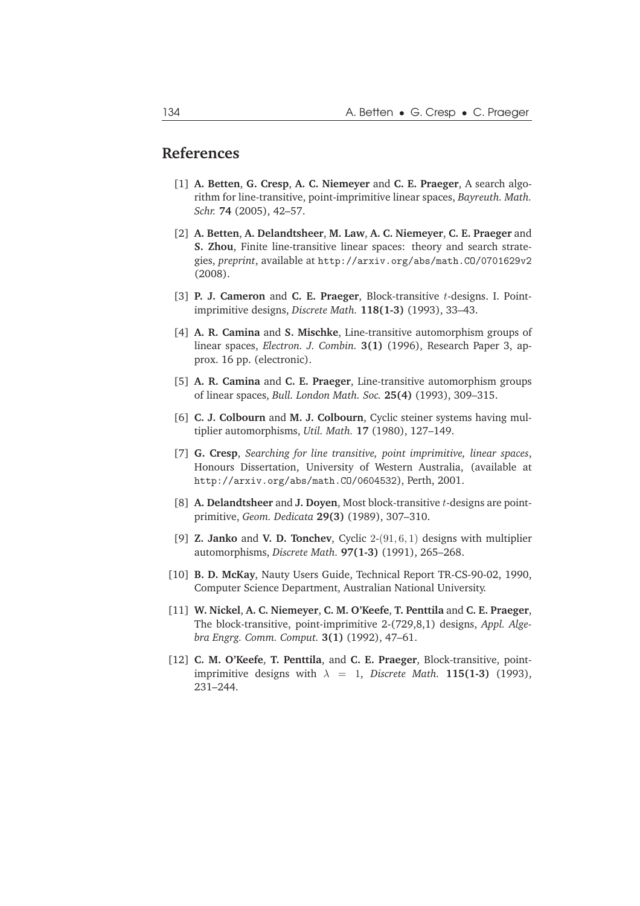## References

[1] **A. Betten**, **G. Cresp**, **A. C. Niemeyer** and **C. E. Praeger**, A search algorithm for line-transitive, point-imprimitive linear spaces, *Bayreuth. Math. Schr.* **74** (2005), 42–57.

[2] **A. Betten**, **A. Delandtsheer**, **M. Law**, **A. C. Niemeyer**, **C. E. Praeger** and **S. Zhou**, Finite line-transitive linear spaces: theory and search strategies, *preprint*, available at `http://arxiv.org/abs/math.CO/0701629v2` (2008).

[3] **P. J. Cameron** and **C. E. Praeger**, Block-transitive $t$-designs. I. Point-imprimitive designs, *Discrete Math.* **118(1-3)** (1993), 33–43.

[4] **A. R. Camina** and **S. Mischke**, Line-transitive automorphism groups of linear spaces, *Electron. J. Combin.* **3(1)** (1996), Research Paper 3, approx. 16 pp. (electronic).

[5] **A. R. Camina** and **C. E. Praeger**, Line-transitive automorphism groups of linear spaces, *Bull. London Math. Soc.* **25(4)** (1993), 309–315.

[6] **C. J. Colbourn** and **M. J. Colbourn**, Cyclic steiner systems having multiplier automorphisms, *Util. Math.* **17** (1980), 127–149.

[7] **G. Cresp**, *Searching for line transitive, point imprimitive, linear spaces*, Honours Dissertation, University of Western Australia, (available at `http://arxiv.org/abs/math.CO/0604532`), Perth, 2001.

[8] **A. Delandtsheer** and **J. Doyen**, Most block-transitive $t$-designs are point-primitive, *Geom. Dedicata* **29(3)** (1989), 307–310.

[9] **Z. Janko** and **V. D. Tonchev**, Cyclic $2$-$(91, 6, 1)$ designs with multiplier automorphisms, *Discrete Math.* **97(1-3)** (1991), 265–268.

[10] **B. D. McKay**, Nauty Users Guide, Technical Report TR-CS-90-02, 1990, Computer Science Department, Australian National University.

[11] **W. Nickel**, **A. C. Niemeyer**, **C. M. O'Keefe**, **T. Penttila** and **C. E. Praeger**, The block-transitive, point-imprimitive 2-(729,8,1) designs, *Appl. Algebra Engrg. Comm. Comput.* **3(1)** (1992), 47–61.

[12] **C. M. O'Keefe**, **T. Penttila**, and **C. E. Praeger**, Block-transitive, point-imprimitive designs with $\lambda = 1$, *Discrete Math.* **115(1-3)** (1993), 231–244.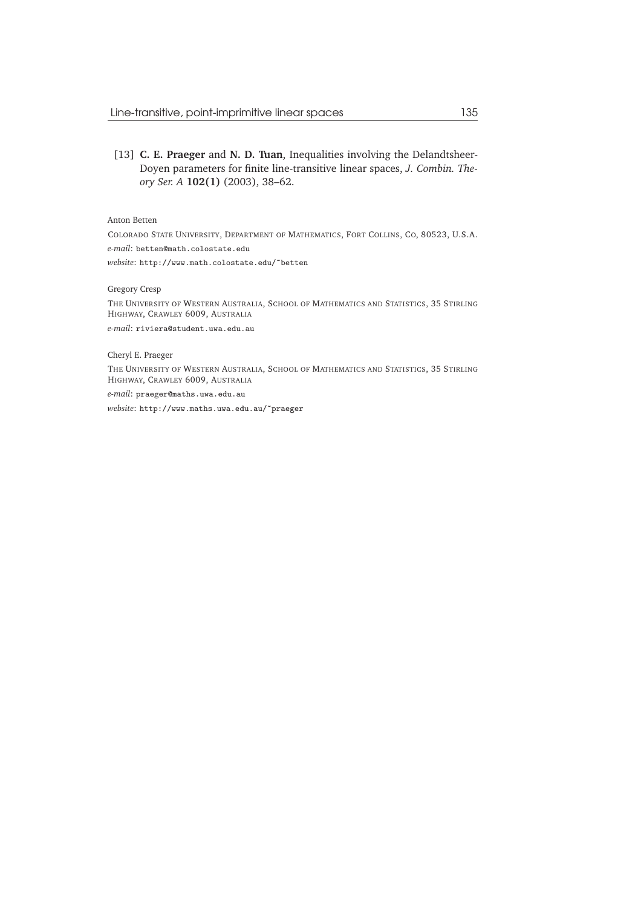[13] **C. E. Praeger** and **N. D. Tuan**, Inequalities involving the Delandtsheer-Doyen parameters for finite line-transitive linear spaces, *J. Combin. Theory Ser. A* **102(1)** (2003), 38–62.

Anton Betten

COLORADO STATE UNIVERSITY, DEPARTMENT OF MATHEMATICS, FORT COLLINS, CO, 80523, U.S.A.

*e-mail*: betten@math.colostate.edu

*website*: http://www.math.colostate.edu/~betten

Gregory Cresp

THE UNIVERSITY OF WESTERN AUSTRALIA, SCHOOL OF MATHEMATICS AND STATISTICS, 35 STIRLING HIGHWAY, CRAWLEY 6009, AUSTRALIA

*e-mail*: riviera@student.uwa.edu.au

Cheryl E. Praeger

THE UNIVERSITY OF WESTERN AUSTRALIA, SCHOOL OF MATHEMATICS AND STATISTICS, 35 STIRLING HIGHWAY, CRAWLEY 6009, AUSTRALIA

*e-mail*: praeger@maths.uwa.edu.au

*website*: http://www.maths.uwa.edu.au/~praeger